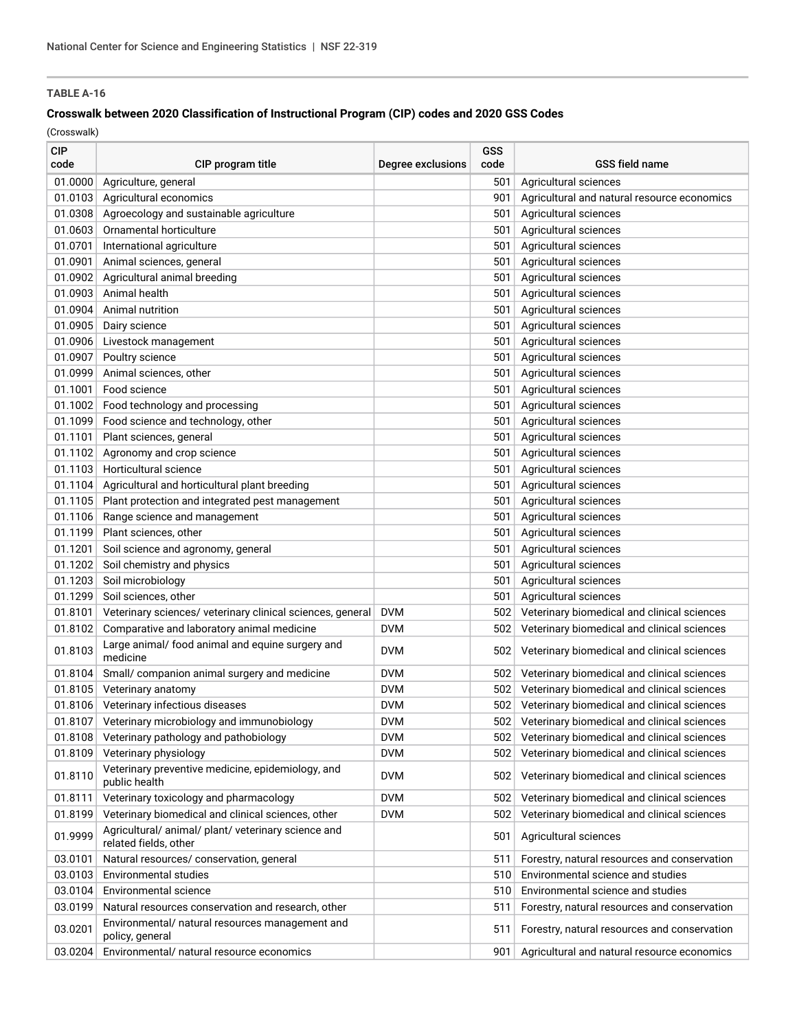**TABLE A-16**

**Crosswalk between 2020 Classification of Instructional Program (CIP) codes and 2020 GSS Codes**

(Crosswalk)

| CIP code | CIP program title | Degree exclusions | GSS code | GSS field name |
|---|---|---|---|---|
| 01.0000 | Agriculture, general | | 501 | Agricultural sciences |
| 01.0103 | Agricultural economics | | 901 | Agricultural and natural resource economics |
| 01.0308 | Agroecology and sustainable agriculture | | 501 | Agricultural sciences |
| 01.0603 | Ornamental horticulture | | 501 | Agricultural sciences |
| 01.0701 | International agriculture | | 501 | Agricultural sciences |
| 01.0901 | Animal sciences, general | | 501 | Agricultural sciences |
| 01.0902 | Agricultural animal breeding | | 501 | Agricultural sciences |
| 01.0903 | Animal health | | 501 | Agricultural sciences |
| 01.0904 | Animal nutrition | | 501 | Agricultural sciences |
| 01.0905 | Dairy science | | 501 | Agricultural sciences |
| 01.0906 | Livestock management | | 501 | Agricultural sciences |
| 01.0907 | Poultry science | | 501 | Agricultural sciences |
| 01.0999 | Animal sciences, other | | 501 | Agricultural sciences |
| 01.1001 | Food science | | 501 | Agricultural sciences |
| 01.1002 | Food technology and processing | | 501 | Agricultural sciences |
| 01.1099 | Food science and technology, other | | 501 | Agricultural sciences |
| 01.1101 | Plant sciences, general | | 501 | Agricultural sciences |
| 01.1102 | Agronomy and crop science | | 501 | Agricultural sciences |
| 01.1103 | Horticultural science | | 501 | Agricultural sciences |
| 01.1104 | Agricultural and horticultural plant breeding | | 501 | Agricultural sciences |
| 01.1105 | Plant protection and integrated pest management | | 501 | Agricultural sciences |
| 01.1106 | Range science and management | | 501 | Agricultural sciences |
| 01.1199 | Plant sciences, other | | 501 | Agricultural sciences |
| 01.1201 | Soil science and agronomy, general | | 501 | Agricultural sciences |
| 01.1202 | Soil chemistry and physics | | 501 | Agricultural sciences |
| 01.1203 | Soil microbiology | | 501 | Agricultural sciences |
| 01.1299 | Soil sciences, other | | 501 | Agricultural sciences |
| 01.8101 | Veterinary sciences/ veterinary clinical sciences, general | DVM | 502 | Veterinary biomedical and clinical sciences |
| 01.8102 | Comparative and laboratory animal medicine | DVM | 502 | Veterinary biomedical and clinical sciences |
| 01.8103 | Large animal/ food animal and equine surgery and medicine | DVM | 502 | Veterinary biomedical and clinical sciences |
| 01.8104 | Small/ companion animal surgery and medicine | DVM | 502 | Veterinary biomedical and clinical sciences |
| 01.8105 | Veterinary anatomy | DVM | 502 | Veterinary biomedical and clinical sciences |
| 01.8106 | Veterinary infectious diseases | DVM | 502 | Veterinary biomedical and clinical sciences |
| 01.8107 | Veterinary microbiology and immunobiology | DVM | 502 | Veterinary biomedical and clinical sciences |
| 01.8108 | Veterinary pathology and pathobiology | DVM | 502 | Veterinary biomedical and clinical sciences |
| 01.8109 | Veterinary physiology | DVM | 502 | Veterinary biomedical and clinical sciences |
| 01.8110 | Veterinary preventive medicine, epidemiology, and public health | DVM | 502 | Veterinary biomedical and clinical sciences |
| 01.8111 | Veterinary toxicology and pharmacology | DVM | 502 | Veterinary biomedical and clinical sciences |
| 01.8199 | Veterinary biomedical and clinical sciences, other | DVM | 502 | Veterinary biomedical and clinical sciences |
| 01.9999 | Agricultural/ animal/ plant/ veterinary science and related fields, other | | 501 | Agricultural sciences |
| 03.0101 | Natural resources/ conservation, general | | 511 | Forestry, natural resources and conservation |
| 03.0103 | Environmental studies | | 510 | Environmental science and studies |
| 03.0104 | Environmental science | | 510 | Environmental science and studies |
| 03.0199 | Natural resources conservation and research, other | | 511 | Forestry, natural resources and conservation |
| 03.0201 | Environmental/ natural resources management and policy, general | | 511 | Forestry, natural resources and conservation |
| 03.0204 | Environmental/ natural resource economics | | 901 | Agricultural and natural resource economics |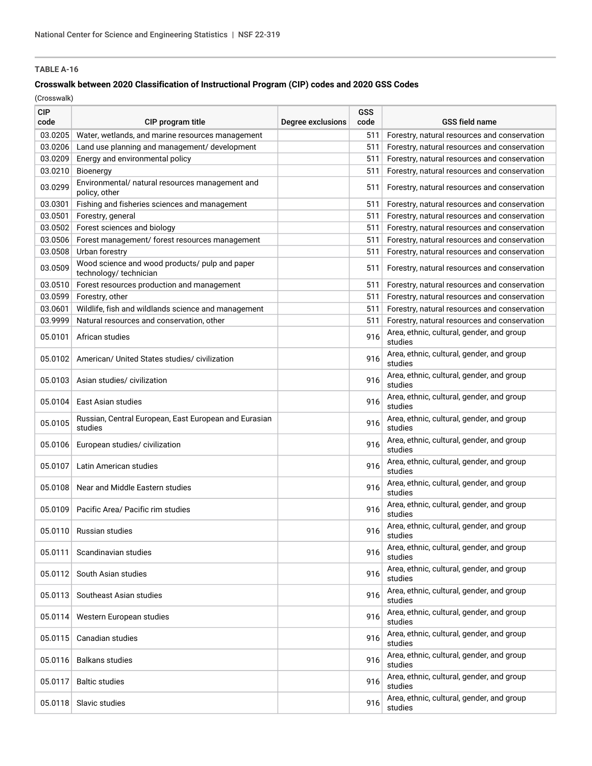**TABLE A-16**

**Crosswalk between 2020 Classification of Instructional Program (CIP) codes and 2020 GSS Codes**

(Crosswalk)

| CIP code | CIP program title | Degree exclusions | GSS code | GSS field name |
|---|---|---|---|---|
| 03.0205 | Water, wetlands, and marine resources management | | 511 | Forestry, natural resources and conservation |
| 03.0206 | Land use planning and management/ development | | 511 | Forestry, natural resources and conservation |
| 03.0209 | Energy and environmental policy | | 511 | Forestry, natural resources and conservation |
| 03.0210 | Bioenergy | | 511 | Forestry, natural resources and conservation |
| 03.0299 | Environmental/ natural resources management and policy, other | | 511 | Forestry, natural resources and conservation |
| 03.0301 | Fishing and fisheries sciences and management | | 511 | Forestry, natural resources and conservation |
| 03.0501 | Forestry, general | | 511 | Forestry, natural resources and conservation |
| 03.0502 | Forest sciences and biology | | 511 | Forestry, natural resources and conservation |
| 03.0506 | Forest management/ forest resources management | | 511 | Forestry, natural resources and conservation |
| 03.0508 | Urban forestry | | 511 | Forestry, natural resources and conservation |
| 03.0509 | Wood science and wood products/ pulp and paper technology/ technician | | 511 | Forestry, natural resources and conservation |
| 03.0510 | Forest resources production and management | | 511 | Forestry, natural resources and conservation |
| 03.0599 | Forestry, other | | 511 | Forestry, natural resources and conservation |
| 03.0601 | Wildlife, fish and wildlands science and management | | 511 | Forestry, natural resources and conservation |
| 03.9999 | Natural resources and conservation, other | | 511 | Forestry, natural resources and conservation |
| 05.0101 | African studies | | 916 | Area, ethnic, cultural, gender, and group studies |
| 05.0102 | American/ United States studies/ civilization | | 916 | Area, ethnic, cultural, gender, and group studies |
| 05.0103 | Asian studies/ civilization | | 916 | Area, ethnic, cultural, gender, and group studies |
| 05.0104 | East Asian studies | | 916 | Area, ethnic, cultural, gender, and group studies |
| 05.0105 | Russian, Central European, East European and Eurasian studies | | 916 | Area, ethnic, cultural, gender, and group studies |
| 05.0106 | European studies/ civilization | | 916 | Area, ethnic, cultural, gender, and group studies |
| 05.0107 | Latin American studies | | 916 | Area, ethnic, cultural, gender, and group studies |
| 05.0108 | Near and Middle Eastern studies | | 916 | Area, ethnic, cultural, gender, and group studies |
| 05.0109 | Pacific Area/ Pacific rim studies | | 916 | Area, ethnic, cultural, gender, and group studies |
| 05.0110 | Russian studies | | 916 | Area, ethnic, cultural, gender, and group studies |
| 05.0111 | Scandinavian studies | | 916 | Area, ethnic, cultural, gender, and group studies |
| 05.0112 | South Asian studies | | 916 | Area, ethnic, cultural, gender, and group studies |
| 05.0113 | Southeast Asian studies | | 916 | Area, ethnic, cultural, gender, and group studies |
| 05.0114 | Western European studies | | 916 | Area, ethnic, cultural, gender, and group studies |
| 05.0115 | Canadian studies | | 916 | Area, ethnic, cultural, gender, and group studies |
| 05.0116 | Balkans studies | | 916 | Area, ethnic, cultural, gender, and group studies |
| 05.0117 | Baltic studies | | 916 | Area, ethnic, cultural, gender, and group studies |
| 05.0118 | Slavic studies | | 916 | Area, ethnic, cultural, gender, and group studies |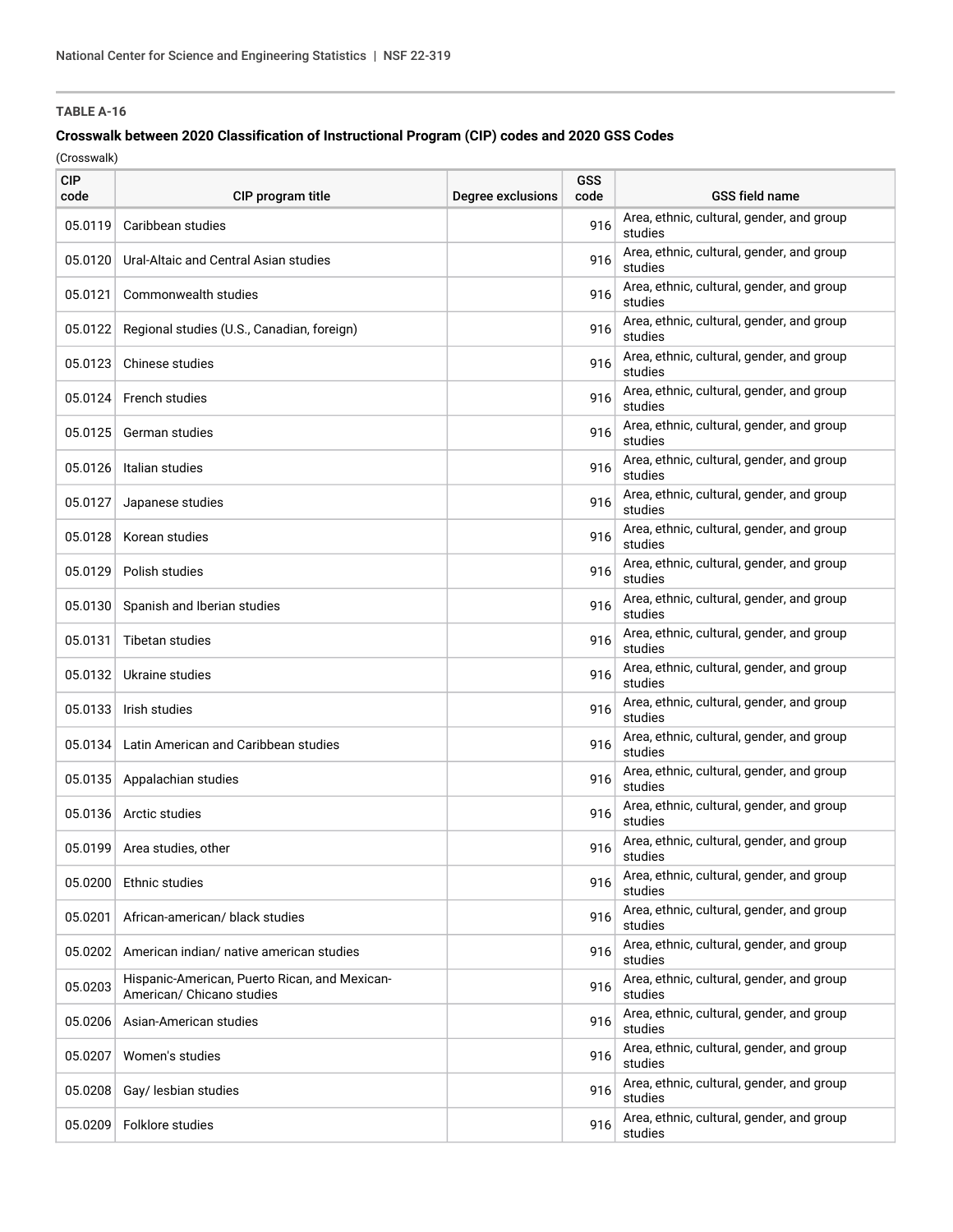**TABLE A-16**

**Crosswalk between 2020 Classification of Instructional Program (CIP) codes and 2020 GSS Codes**

(Crosswalk)

| CIP code | CIP program title | Degree exclusions | GSS code | GSS field name |
|---|---|---|---|---|
| 05.0119 | Caribbean studies | | 916 | Area, ethnic, cultural, gender, and group studies |
| 05.0120 | Ural-Altaic and Central Asian studies | | 916 | Area, ethnic, cultural, gender, and group studies |
| 05.0121 | Commonwealth studies | | 916 | Area, ethnic, cultural, gender, and group studies |
| 05.0122 | Regional studies (U.S., Canadian, foreign) | | 916 | Area, ethnic, cultural, gender, and group studies |
| 05.0123 | Chinese studies | | 916 | Area, ethnic, cultural, gender, and group studies |
| 05.0124 | French studies | | 916 | Area, ethnic, cultural, gender, and group studies |
| 05.0125 | German studies | | 916 | Area, ethnic, cultural, gender, and group studies |
| 05.0126 | Italian studies | | 916 | Area, ethnic, cultural, gender, and group studies |
| 05.0127 | Japanese studies | | 916 | Area, ethnic, cultural, gender, and group studies |
| 05.0128 | Korean studies | | 916 | Area, ethnic, cultural, gender, and group studies |
| 05.0129 | Polish studies | | 916 | Area, ethnic, cultural, gender, and group studies |
| 05.0130 | Spanish and Iberian studies | | 916 | Area, ethnic, cultural, gender, and group studies |
| 05.0131 | Tibetan studies | | 916 | Area, ethnic, cultural, gender, and group studies |
| 05.0132 | Ukraine studies | | 916 | Area, ethnic, cultural, gender, and group studies |
| 05.0133 | Irish studies | | 916 | Area, ethnic, cultural, gender, and group studies |
| 05.0134 | Latin American and Caribbean studies | | 916 | Area, ethnic, cultural, gender, and group studies |
| 05.0135 | Appalachian studies | | 916 | Area, ethnic, cultural, gender, and group studies |
| 05.0136 | Arctic studies | | 916 | Area, ethnic, cultural, gender, and group studies |
| 05.0199 | Area studies, other | | 916 | Area, ethnic, cultural, gender, and group studies |
| 05.0200 | Ethnic studies | | 916 | Area, ethnic, cultural, gender, and group studies |
| 05.0201 | African-american/ black studies | | 916 | Area, ethnic, cultural, gender, and group studies |
| 05.0202 | American indian/ native american studies | | 916 | Area, ethnic, cultural, gender, and group studies |
| 05.0203 | Hispanic-American, Puerto Rican, and Mexican-American/ Chicano studies | | 916 | Area, ethnic, cultural, gender, and group studies |
| 05.0206 | Asian-American studies | | 916 | Area, ethnic, cultural, gender, and group studies |
| 05.0207 | Women's studies | | 916 | Area, ethnic, cultural, gender, and group studies |
| 05.0208 | Gay/ lesbian studies | | 916 | Area, ethnic, cultural, gender, and group studies |
| 05.0209 | Folklore studies | | 916 | Area, ethnic, cultural, gender, and group studies |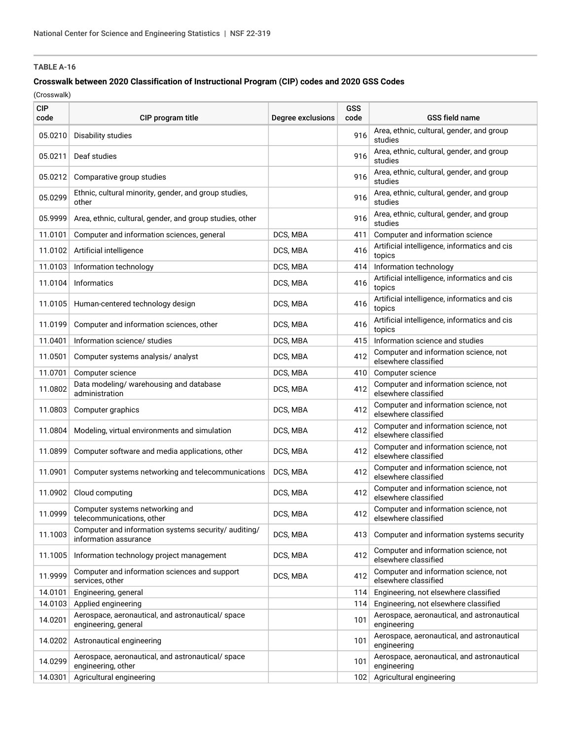**TABLE A-16**

**Crosswalk between 2020 Classification of Instructional Program (CIP) codes and 2020 GSS Codes**

(Crosswalk)

| CIP code | CIP program title | Degree exclusions | GSS code | GSS field name |
|---|---|---|---|---|
| 05.0210 | Disability studies | | 916 | Area, ethnic, cultural, gender, and group studies |
| 05.0211 | Deaf studies | | 916 | Area, ethnic, cultural, gender, and group studies |
| 05.0212 | Comparative group studies | | 916 | Area, ethnic, cultural, gender, and group studies |
| 05.0299 | Ethnic, cultural minority, gender, and group studies, other | | 916 | Area, ethnic, cultural, gender, and group studies |
| 05.9999 | Area, ethnic, cultural, gender, and group studies, other | | 916 | Area, ethnic, cultural, gender, and group studies |
| 11.0101 | Computer and information sciences, general | DCS, MBA | 411 | Computer and information science |
| 11.0102 | Artificial intelligence | DCS, MBA | 416 | Artificial intelligence, informatics and cis topics |
| 11.0103 | Information technology | DCS, MBA | 414 | Information technology |
| 11.0104 | Informatics | DCS, MBA | 416 | Artificial intelligence, informatics and cis topics |
| 11.0105 | Human-centered technology design | DCS, MBA | 416 | Artificial intelligence, informatics and cis topics |
| 11.0199 | Computer and information sciences, other | DCS, MBA | 416 | Artificial intelligence, informatics and cis topics |
| 11.0401 | Information science/ studies | DCS, MBA | 415 | Information science and studies |
| 11.0501 | Computer systems analysis/ analyst | DCS, MBA | 412 | Computer and information science, not elsewhere classified |
| 11.0701 | Computer science | DCS, MBA | 410 | Computer science |
| 11.0802 | Data modeling/ warehousing and database administration | DCS, MBA | 412 | Computer and information science, not elsewhere classified |
| 11.0803 | Computer graphics | DCS, MBA | 412 | Computer and information science, not elsewhere classified |
| 11.0804 | Modeling, virtual environments and simulation | DCS, MBA | 412 | Computer and information science, not elsewhere classified |
| 11.0899 | Computer software and media applications, other | DCS, MBA | 412 | Computer and information science, not elsewhere classified |
| 11.0901 | Computer systems networking and telecommunications | DCS, MBA | 412 | Computer and information science, not elsewhere classified |
| 11.0902 | Cloud computing | DCS, MBA | 412 | Computer and information science, not elsewhere classified |
| 11.0999 | Computer systems networking and telecommunications, other | DCS, MBA | 412 | Computer and information science, not elsewhere classified |
| 11.1003 | Computer and information systems security/ auditing/ information assurance | DCS, MBA | 413 | Computer and information systems security |
| 11.1005 | Information technology project management | DCS, MBA | 412 | Computer and information science, not elsewhere classified |
| 11.9999 | Computer and information sciences and support services, other | DCS, MBA | 412 | Computer and information science, not elsewhere classified |
| 14.0101 | Engineering, general | | 114 | Engineering, not elsewhere classified |
| 14.0103 | Applied engineering | | 114 | Engineering, not elsewhere classified |
| 14.0201 | Aerospace, aeronautical, and astronautical/ space engineering, general | | 101 | Aerospace, aeronautical, and astronautical engineering |
| 14.0202 | Astronautical engineering | | 101 | Aerospace, aeronautical, and astronautical engineering |
| 14.0299 | Aerospace, aeronautical, and astronautical/ space engineering, other | | 101 | Aerospace, aeronautical, and astronautical engineering |
| 14.0301 | Agricultural engineering | | 102 | Agricultural engineering |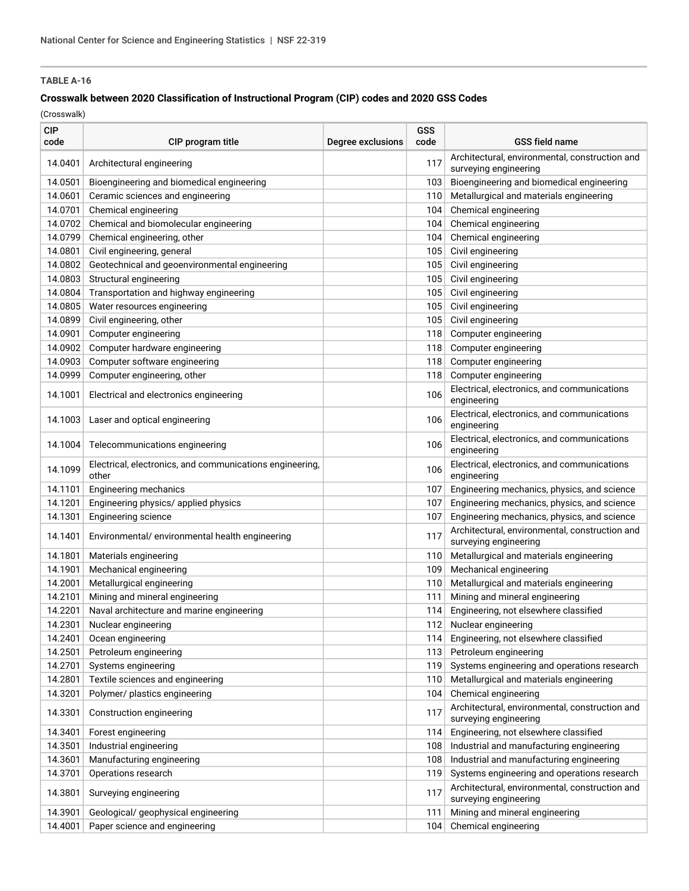**TABLE A-16**

**Crosswalk between 2020 Classification of Instructional Program (CIP) codes and 2020 GSS Codes**

(Crosswalk)

| CIP code | CIP program title | Degree exclusions | GSS code | GSS field name |
|---|---|---|---|---|
| 14.0401 | Architectural engineering | | 117 | Architectural, environmental, construction and surveying engineering |
| 14.0501 | Bioengineering and biomedical engineering | | 103 | Bioengineering and biomedical engineering |
| 14.0601 | Ceramic sciences and engineering | | 110 | Metallurgical and materials engineering |
| 14.0701 | Chemical engineering | | 104 | Chemical engineering |
| 14.0702 | Chemical and biomolecular engineering | | 104 | Chemical engineering |
| 14.0799 | Chemical engineering, other | | 104 | Chemical engineering |
| 14.0801 | Civil engineering, general | | 105 | Civil engineering |
| 14.0802 | Geotechnical and geoenvironmental engineering | | 105 | Civil engineering |
| 14.0803 | Structural engineering | | 105 | Civil engineering |
| 14.0804 | Transportation and highway engineering | | 105 | Civil engineering |
| 14.0805 | Water resources engineering | | 105 | Civil engineering |
| 14.0899 | Civil engineering, other | | 105 | Civil engineering |
| 14.0901 | Computer engineering | | 118 | Computer engineering |
| 14.0902 | Computer hardware engineering | | 118 | Computer engineering |
| 14.0903 | Computer software engineering | | 118 | Computer engineering |
| 14.0999 | Computer engineering, other | | 118 | Computer engineering |
| 14.1001 | Electrical and electronics engineering | | 106 | Electrical, electronics, and communications engineering |
| 14.1003 | Laser and optical engineering | | 106 | Electrical, electronics, and communications engineering |
| 14.1004 | Telecommunications engineering | | 106 | Electrical, electronics, and communications engineering |
| 14.1099 | Electrical, electronics, and communications engineering, other | | 106 | Electrical, electronics, and communications engineering |
| 14.1101 | Engineering mechanics | | 107 | Engineering mechanics, physics, and science |
| 14.1201 | Engineering physics/ applied physics | | 107 | Engineering mechanics, physics, and science |
| 14.1301 | Engineering science | | 107 | Engineering mechanics, physics, and science |
| 14.1401 | Environmental/ environmental health engineering | | 117 | Architectural, environmental, construction and surveying engineering |
| 14.1801 | Materials engineering | | 110 | Metallurgical and materials engineering |
| 14.1901 | Mechanical engineering | | 109 | Mechanical engineering |
| 14.2001 | Metallurgical engineering | | 110 | Metallurgical and materials engineering |
| 14.2101 | Mining and mineral engineering | | 111 | Mining and mineral engineering |
| 14.2201 | Naval architecture and marine engineering | | 114 | Engineering, not elsewhere classified |
| 14.2301 | Nuclear engineering | | 112 | Nuclear engineering |
| 14.2401 | Ocean engineering | | 114 | Engineering, not elsewhere classified |
| 14.2501 | Petroleum engineering | | 113 | Petroleum engineering |
| 14.2701 | Systems engineering | | 119 | Systems engineering and operations research |
| 14.2801 | Textile sciences and engineering | | 110 | Metallurgical and materials engineering |
| 14.3201 | Polymer/ plastics engineering | | 104 | Chemical engineering |
| 14.3301 | Construction engineering | | 117 | Architectural, environmental, construction and surveying engineering |
| 14.3401 | Forest engineering | | 114 | Engineering, not elsewhere classified |
| 14.3501 | Industrial engineering | | 108 | Industrial and manufacturing engineering |
| 14.3601 | Manufacturing engineering | | 108 | Industrial and manufacturing engineering |
| 14.3701 | Operations research | | 119 | Systems engineering and operations research |
| 14.3801 | Surveying engineering | | 117 | Architectural, environmental, construction and surveying engineering |
| 14.3901 | Geological/ geophysical engineering | | 111 | Mining and mineral engineering |
| 14.4001 | Paper science and engineering | | 104 | Chemical engineering |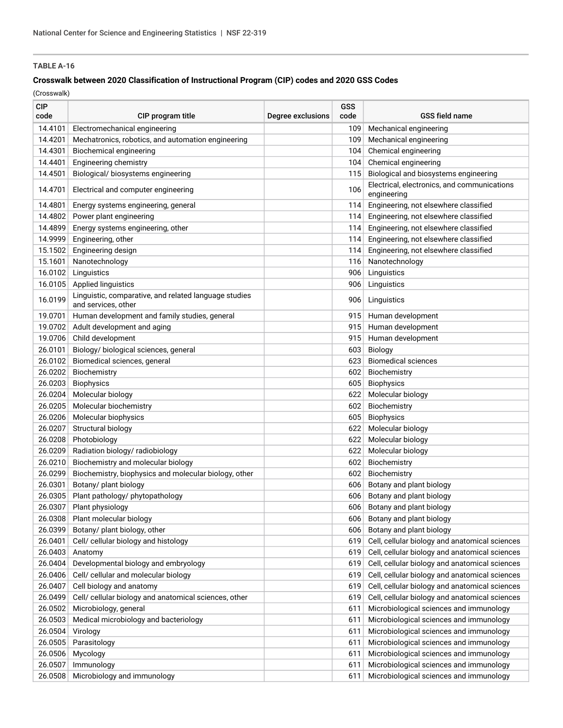TABLE A-16

**Crosswalk between 2020 Classification of Instructional Program (CIP) codes and 2020 GSS Codes**

(Crosswalk)

| CIP code | CIP program title | Degree exclusions | GSS code | GSS field name |
|---|---|---|---|---|
| 14.4101 | Electromechanical engineering | | 109 | Mechanical engineering |
| 14.4201 | Mechatronics, robotics, and automation engineering | | 109 | Mechanical engineering |
| 14.4301 | Biochemical engineering | | 104 | Chemical engineering |
| 14.4401 | Engineering chemistry | | 104 | Chemical engineering |
| 14.4501 | Biological/ biosystems engineering | | 115 | Biological and biosystems engineering |
| 14.4701 | Electrical and computer engineering | | 106 | Electrical, electronics, and communications engineering |
| 14.4801 | Energy systems engineering, general | | 114 | Engineering, not elsewhere classified |
| 14.4802 | Power plant engineering | | 114 | Engineering, not elsewhere classified |
| 14.4899 | Energy systems engineering, other | | 114 | Engineering, not elsewhere classified |
| 14.9999 | Engineering, other | | 114 | Engineering, not elsewhere classified |
| 15.1502 | Engineering design | | 114 | Engineering, not elsewhere classified |
| 15.1601 | Nanotechnology | | 116 | Nanotechnology |
| 16.0102 | Linguistics | | 906 | Linguistics |
| 16.0105 | Applied linguistics | | 906 | Linguistics |
| 16.0199 | Linguistic, comparative, and related language studies and services, other | | 906 | Linguistics |
| 19.0701 | Human development and family studies, general | | 915 | Human development |
| 19.0702 | Adult development and aging | | 915 | Human development |
| 19.0706 | Child development | | 915 | Human development |
| 26.0101 | Biology/ biological sciences, general | | 603 | Biology |
| 26.0102 | Biomedical sciences, general | | 623 | Biomedical sciences |
| 26.0202 | Biochemistry | | 602 | Biochemistry |
| 26.0203 | Biophysics | | 605 | Biophysics |
| 26.0204 | Molecular biology | | 622 | Molecular biology |
| 26.0205 | Molecular biochemistry | | 602 | Biochemistry |
| 26.0206 | Molecular biophysics | | 605 | Biophysics |
| 26.0207 | Structural biology | | 622 | Molecular biology |
| 26.0208 | Photobiology | | 622 | Molecular biology |
| 26.0209 | Radiation biology/ radiobiology | | 622 | Molecular biology |
| 26.0210 | Biochemistry and molecular biology | | 602 | Biochemistry |
| 26.0299 | Biochemistry, biophysics and molecular biology, other | | 602 | Biochemistry |
| 26.0301 | Botany/ plant biology | | 606 | Botany and plant biology |
| 26.0305 | Plant pathology/ phytopathology | | 606 | Botany and plant biology |
| 26.0307 | Plant physiology | | 606 | Botany and plant biology |
| 26.0308 | Plant molecular biology | | 606 | Botany and plant biology |
| 26.0399 | Botany/ plant biology, other | | 606 | Botany and plant biology |
| 26.0401 | Cell/ cellular biology and histology | | 619 | Cell, cellular biology and anatomical sciences |
| 26.0403 | Anatomy | | 619 | Cell, cellular biology and anatomical sciences |
| 26.0404 | Developmental biology and embryology | | 619 | Cell, cellular biology and anatomical sciences |
| 26.0406 | Cell/ cellular and molecular biology | | 619 | Cell, cellular biology and anatomical sciences |
| 26.0407 | Cell biology and anatomy | | 619 | Cell, cellular biology and anatomical sciences |
| 26.0499 | Cell/ cellular biology and anatomical sciences, other | | 619 | Cell, cellular biology and anatomical sciences |
| 26.0502 | Microbiology, general | | 611 | Microbiological sciences and immunology |
| 26.0503 | Medical microbiology and bacteriology | | 611 | Microbiological sciences and immunology |
| 26.0504 | Virology | | 611 | Microbiological sciences and immunology |
| 26.0505 | Parasitology | | 611 | Microbiological sciences and immunology |
| 26.0506 | Mycology | | 611 | Microbiological sciences and immunology |
| 26.0507 | Immunology | | 611 | Microbiological sciences and immunology |
| 26.0508 | Microbiology and immunology | | 611 | Microbiological sciences and immunology |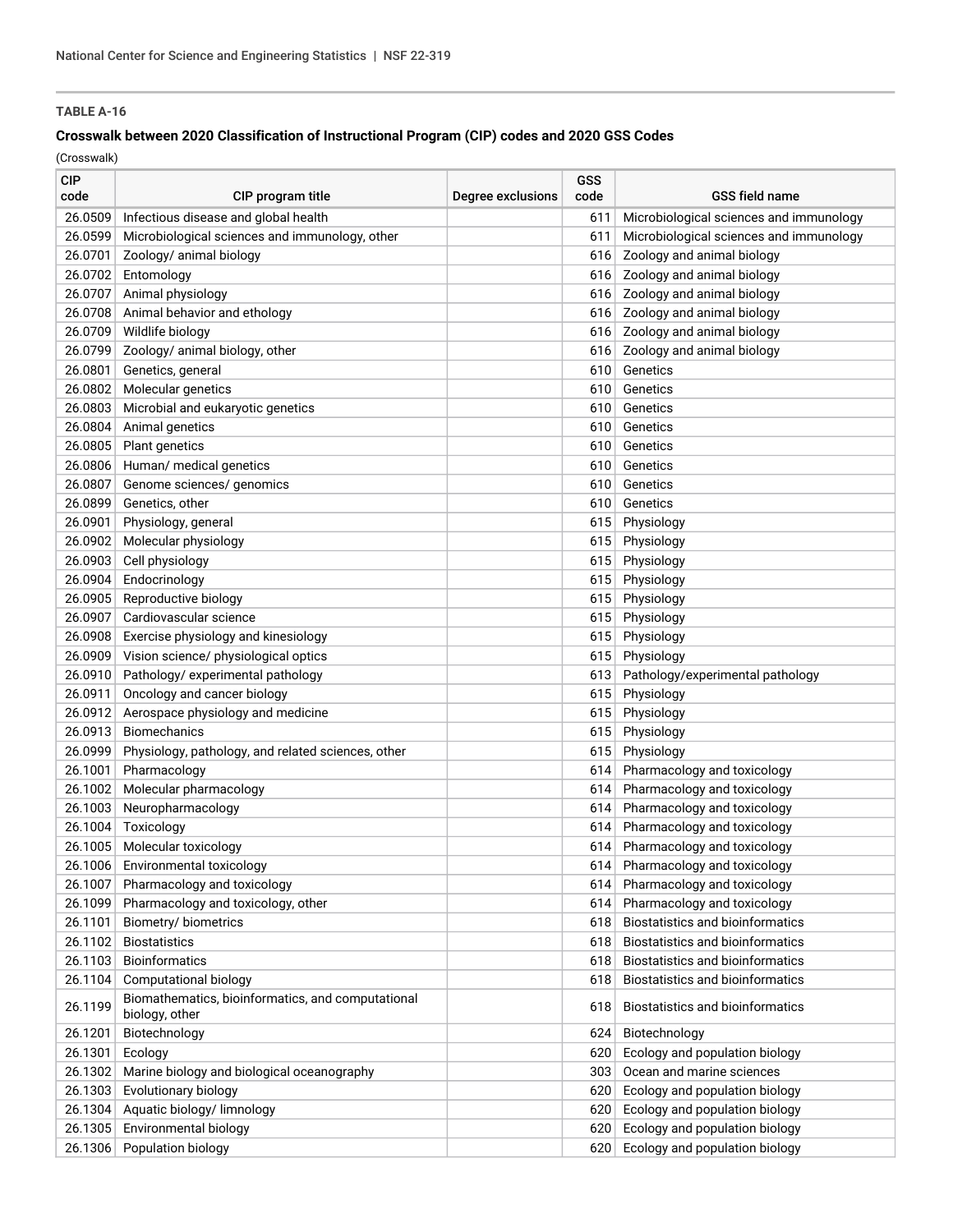**TABLE A-16**

**Crosswalk between 2020 Classification of Instructional Program (CIP) codes and 2020 GSS Codes**

(Crosswalk)

| CIP code | CIP program title | Degree exclusions | GSS code | GSS field name |
|---|---|---|---|---|
| 26.0509 | Infectious disease and global health | | 611 | Microbiological sciences and immunology |
| 26.0599 | Microbiological sciences and immunology, other | | 611 | Microbiological sciences and immunology |
| 26.0701 | Zoology/ animal biology | | 616 | Zoology and animal biology |
| 26.0702 | Entomology | | 616 | Zoology and animal biology |
| 26.0707 | Animal physiology | | 616 | Zoology and animal biology |
| 26.0708 | Animal behavior and ethology | | 616 | Zoology and animal biology |
| 26.0709 | Wildlife biology | | 616 | Zoology and animal biology |
| 26.0799 | Zoology/ animal biology, other | | 616 | Zoology and animal biology |
| 26.0801 | Genetics, general | | 610 | Genetics |
| 26.0802 | Molecular genetics | | 610 | Genetics |
| 26.0803 | Microbial and eukaryotic genetics | | 610 | Genetics |
| 26.0804 | Animal genetics | | 610 | Genetics |
| 26.0805 | Plant genetics | | 610 | Genetics |
| 26.0806 | Human/ medical genetics | | 610 | Genetics |
| 26.0807 | Genome sciences/ genomics | | 610 | Genetics |
| 26.0899 | Genetics, other | | 610 | Genetics |
| 26.0901 | Physiology, general | | 615 | Physiology |
| 26.0902 | Molecular physiology | | 615 | Physiology |
| 26.0903 | Cell physiology | | 615 | Physiology |
| 26.0904 | Endocrinology | | 615 | Physiology |
| 26.0905 | Reproductive biology | | 615 | Physiology |
| 26.0907 | Cardiovascular science | | 615 | Physiology |
| 26.0908 | Exercise physiology and kinesiology | | 615 | Physiology |
| 26.0909 | Vision science/ physiological optics | | 615 | Physiology |
| 26.0910 | Pathology/ experimental pathology | | 613 | Pathology/experimental pathology |
| 26.0911 | Oncology and cancer biology | | 615 | Physiology |
| 26.0912 | Aerospace physiology and medicine | | 615 | Physiology |
| 26.0913 | Biomechanics | | 615 | Physiology |
| 26.0999 | Physiology, pathology, and related sciences, other | | 615 | Physiology |
| 26.1001 | Pharmacology | | 614 | Pharmacology and toxicology |
| 26.1002 | Molecular pharmacology | | 614 | Pharmacology and toxicology |
| 26.1003 | Neuropharmacology | | 614 | Pharmacology and toxicology |
| 26.1004 | Toxicology | | 614 | Pharmacology and toxicology |
| 26.1005 | Molecular toxicology | | 614 | Pharmacology and toxicology |
| 26.1006 | Environmental toxicology | | 614 | Pharmacology and toxicology |
| 26.1007 | Pharmacology and toxicology | | 614 | Pharmacology and toxicology |
| 26.1099 | Pharmacology and toxicology, other | | 614 | Pharmacology and toxicology |
| 26.1101 | Biometry/ biometrics | | 618 | Biostatistics and bioinformatics |
| 26.1102 | Biostatistics | | 618 | Biostatistics and bioinformatics |
| 26.1103 | Bioinformatics | | 618 | Biostatistics and bioinformatics |
| 26.1104 | Computational biology | | 618 | Biostatistics and bioinformatics |
| 26.1199 | Biomathematics, bioinformatics, and computational biology, other | | 618 | Biostatistics and bioinformatics |
| 26.1201 | Biotechnology | | 624 | Biotechnology |
| 26.1301 | Ecology | | 620 | Ecology and population biology |
| 26.1302 | Marine biology and biological oceanography | | 303 | Ocean and marine sciences |
| 26.1303 | Evolutionary biology | | 620 | Ecology and population biology |
| 26.1304 | Aquatic biology/ limnology | | 620 | Ecology and population biology |
| 26.1305 | Environmental biology | | 620 | Ecology and population biology |
| 26.1306 | Population biology | | 620 | Ecology and population biology |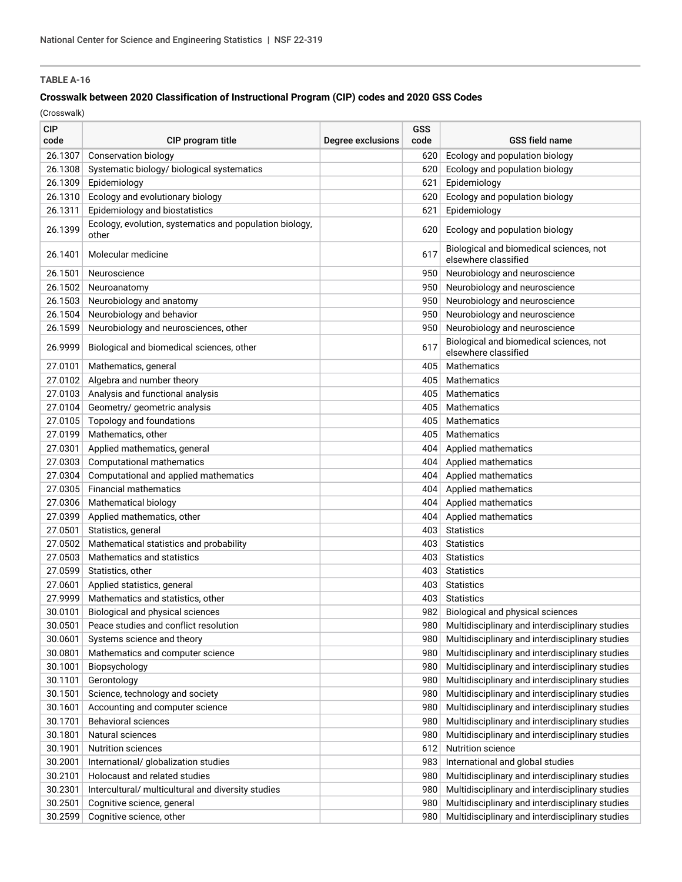**TABLE A-16**

**Crosswalk between 2020 Classification of Instructional Program (CIP) codes and 2020 GSS Codes**

(Crosswalk)

| CIP code | CIP program title | Degree exclusions | GSS code | GSS field name |
|---|---|---|---|---|
| 26.1307 | Conservation biology | | 620 | Ecology and population biology |
| 26.1308 | Systematic biology/ biological systematics | | 620 | Ecology and population biology |
| 26.1309 | Epidemiology | | 621 | Epidemiology |
| 26.1310 | Ecology and evolutionary biology | | 620 | Ecology and population biology |
| 26.1311 | Epidemiology and biostatistics | | 621 | Epidemiology |
| 26.1399 | Ecology, evolution, systematics and population biology, other | | 620 | Ecology and population biology |
| 26.1401 | Molecular medicine | | 617 | Biological and biomedical sciences, not elsewhere classified |
| 26.1501 | Neuroscience | | 950 | Neurobiology and neuroscience |
| 26.1502 | Neuroanatomy | | 950 | Neurobiology and neuroscience |
| 26.1503 | Neurobiology and anatomy | | 950 | Neurobiology and neuroscience |
| 26.1504 | Neurobiology and behavior | | 950 | Neurobiology and neuroscience |
| 26.1599 | Neurobiology and neurosciences, other | | 950 | Neurobiology and neuroscience |
| 26.9999 | Biological and biomedical sciences, other | | 617 | Biological and biomedical sciences, not elsewhere classified |
| 27.0101 | Mathematics, general | | 405 | Mathematics |
| 27.0102 | Algebra and number theory | | 405 | Mathematics |
| 27.0103 | Analysis and functional analysis | | 405 | Mathematics |
| 27.0104 | Geometry/ geometric analysis | | 405 | Mathematics |
| 27.0105 | Topology and foundations | | 405 | Mathematics |
| 27.0199 | Mathematics, other | | 405 | Mathematics |
| 27.0301 | Applied mathematics, general | | 404 | Applied mathematics |
| 27.0303 | Computational mathematics | | 404 | Applied mathematics |
| 27.0304 | Computational and applied mathematics | | 404 | Applied mathematics |
| 27.0305 | Financial mathematics | | 404 | Applied mathematics |
| 27.0306 | Mathematical biology | | 404 | Applied mathematics |
| 27.0399 | Applied mathematics, other | | 404 | Applied mathematics |
| 27.0501 | Statistics, general | | 403 | Statistics |
| 27.0502 | Mathematical statistics and probability | | 403 | Statistics |
| 27.0503 | Mathematics and statistics | | 403 | Statistics |
| 27.0599 | Statistics, other | | 403 | Statistics |
| 27.0601 | Applied statistics, general | | 403 | Statistics |
| 27.9999 | Mathematics and statistics, other | | 403 | Statistics |
| 30.0101 | Biological and physical sciences | | 982 | Biological and physical sciences |
| 30.0501 | Peace studies and conflict resolution | | 980 | Multidisciplinary and interdisciplinary studies |
| 30.0601 | Systems science and theory | | 980 | Multidisciplinary and interdisciplinary studies |
| 30.0801 | Mathematics and computer science | | 980 | Multidisciplinary and interdisciplinary studies |
| 30.1001 | Biopsychology | | 980 | Multidisciplinary and interdisciplinary studies |
| 30.1101 | Gerontology | | 980 | Multidisciplinary and interdisciplinary studies |
| 30.1501 | Science, technology and society | | 980 | Multidisciplinary and interdisciplinary studies |
| 30.1601 | Accounting and computer science | | 980 | Multidisciplinary and interdisciplinary studies |
| 30.1701 | Behavioral sciences | | 980 | Multidisciplinary and interdisciplinary studies |
| 30.1801 | Natural sciences | | 980 | Multidisciplinary and interdisciplinary studies |
| 30.1901 | Nutrition sciences | | 612 | Nutrition science |
| 30.2001 | International/ globalization studies | | 983 | International and global studies |
| 30.2101 | Holocaust and related studies | | 980 | Multidisciplinary and interdisciplinary studies |
| 30.2301 | Intercultural/ multicultural and diversity studies | | 980 | Multidisciplinary and interdisciplinary studies |
| 30.2501 | Cognitive science, general | | 980 | Multidisciplinary and interdisciplinary studies |
| 30.2599 | Cognitive science, other | | 980 | Multidisciplinary and interdisciplinary studies |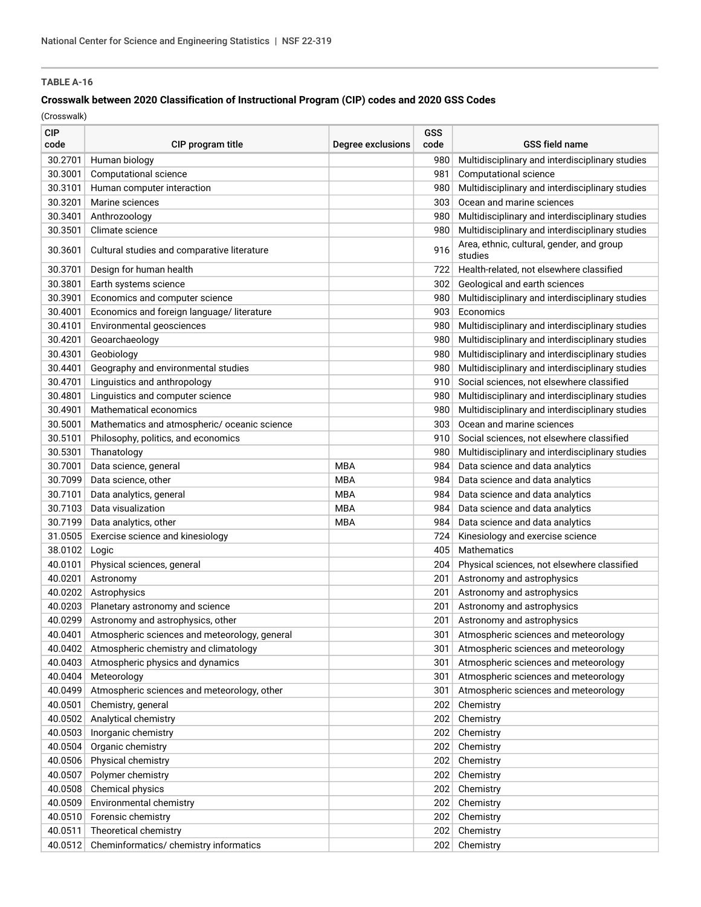**TABLE A-16**

**Crosswalk between 2020 Classification of Instructional Program (CIP) codes and 2020 GSS Codes**

(Crosswalk)

| CIP code | CIP program title | Degree exclusions | GSS code | GSS field name |
|---|---|---|---|---|
| 30.2701 | Human biology | | 980 | Multidisciplinary and interdisciplinary studies |
| 30.3001 | Computational science | | 981 | Computational science |
| 30.3101 | Human computer interaction | | 980 | Multidisciplinary and interdisciplinary studies |
| 30.3201 | Marine sciences | | 303 | Ocean and marine sciences |
| 30.3401 | Anthrozoology | | 980 | Multidisciplinary and interdisciplinary studies |
| 30.3501 | Climate science | | 980 | Multidisciplinary and interdisciplinary studies |
| 30.3601 | Cultural studies and comparative literature | | 916 | Area, ethnic, cultural, gender, and group studies |
| 30.3701 | Design for human health | | 722 | Health-related, not elsewhere classified |
| 30.3801 | Earth systems science | | 302 | Geological and earth sciences |
| 30.3901 | Economics and computer science | | 980 | Multidisciplinary and interdisciplinary studies |
| 30.4001 | Economics and foreign language/ literature | | 903 | Economics |
| 30.4101 | Environmental geosciences | | 980 | Multidisciplinary and interdisciplinary studies |
| 30.4201 | Geoarchaeology | | 980 | Multidisciplinary and interdisciplinary studies |
| 30.4301 | Geobiology | | 980 | Multidisciplinary and interdisciplinary studies |
| 30.4401 | Geography and environmental studies | | 980 | Multidisciplinary and interdisciplinary studies |
| 30.4701 | Linguistics and anthropology | | 910 | Social sciences, not elsewhere classified |
| 30.4801 | Linguistics and computer science | | 980 | Multidisciplinary and interdisciplinary studies |
| 30.4901 | Mathematical economics | | 980 | Multidisciplinary and interdisciplinary studies |
| 30.5001 | Mathematics and atmospheric/ oceanic science | | 303 | Ocean and marine sciences |
| 30.5101 | Philosophy, politics, and economics | | 910 | Social sciences, not elsewhere classified |
| 30.5301 | Thanatology | | 980 | Multidisciplinary and interdisciplinary studies |
| 30.7001 | Data science, general | MBA | 984 | Data science and data analytics |
| 30.7099 | Data science, other | MBA | 984 | Data science and data analytics |
| 30.7101 | Data analytics, general | MBA | 984 | Data science and data analytics |
| 30.7103 | Data visualization | MBA | 984 | Data science and data analytics |
| 30.7199 | Data analytics, other | MBA | 984 | Data science and data analytics |
| 31.0505 | Exercise science and kinesiology | | 724 | Kinesiology and exercise science |
| 38.0102 | Logic | | 405 | Mathematics |
| 40.0101 | Physical sciences, general | | 204 | Physical sciences, not elsewhere classified |
| 40.0201 | Astronomy | | 201 | Astronomy and astrophysics |
| 40.0202 | Astrophysics | | 201 | Astronomy and astrophysics |
| 40.0203 | Planetary astronomy and science | | 201 | Astronomy and astrophysics |
| 40.0299 | Astronomy and astrophysics, other | | 201 | Astronomy and astrophysics |
| 40.0401 | Atmospheric sciences and meteorology, general | | 301 | Atmospheric sciences and meteorology |
| 40.0402 | Atmospheric chemistry and climatology | | 301 | Atmospheric sciences and meteorology |
| 40.0403 | Atmospheric physics and dynamics | | 301 | Atmospheric sciences and meteorology |
| 40.0404 | Meteorology | | 301 | Atmospheric sciences and meteorology |
| 40.0499 | Atmospheric sciences and meteorology, other | | 301 | Atmospheric sciences and meteorology |
| 40.0501 | Chemistry, general | | 202 | Chemistry |
| 40.0502 | Analytical chemistry | | 202 | Chemistry |
| 40.0503 | Inorganic chemistry | | 202 | Chemistry |
| 40.0504 | Organic chemistry | | 202 | Chemistry |
| 40.0506 | Physical chemistry | | 202 | Chemistry |
| 40.0507 | Polymer chemistry | | 202 | Chemistry |
| 40.0508 | Chemical physics | | 202 | Chemistry |
| 40.0509 | Environmental chemistry | | 202 | Chemistry |
| 40.0510 | Forensic chemistry | | 202 | Chemistry |
| 40.0511 | Theoretical chemistry | | 202 | Chemistry |
| 40.0512 | Cheminformatics/ chemistry informatics | | 202 | Chemistry |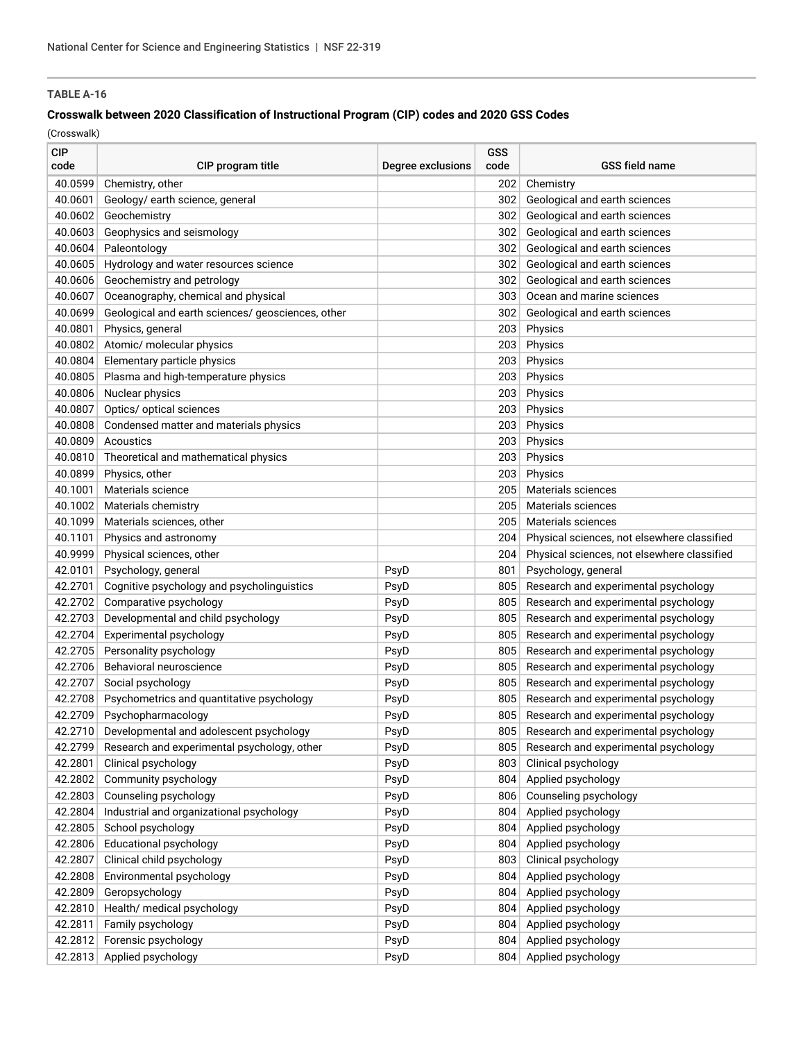**TABLE A-16**

**Crosswalk between 2020 Classification of Instructional Program (CIP) codes and 2020 GSS Codes**

(Crosswalk)

| CIP code | CIP program title | Degree exclusions | GSS code | GSS field name |
|---|---|---|---|---|
| 40.0599 | Chemistry, other | | 202 | Chemistry |
| 40.0601 | Geology/ earth science, general | | 302 | Geological and earth sciences |
| 40.0602 | Geochemistry | | 302 | Geological and earth sciences |
| 40.0603 | Geophysics and seismology | | 302 | Geological and earth sciences |
| 40.0604 | Paleontology | | 302 | Geological and earth sciences |
| 40.0605 | Hydrology and water resources science | | 302 | Geological and earth sciences |
| 40.0606 | Geochemistry and petrology | | 302 | Geological and earth sciences |
| 40.0607 | Oceanography, chemical and physical | | 303 | Ocean and marine sciences |
| 40.0699 | Geological and earth sciences/ geosciences, other | | 302 | Geological and earth sciences |
| 40.0801 | Physics, general | | 203 | Physics |
| 40.0802 | Atomic/ molecular physics | | 203 | Physics |
| 40.0804 | Elementary particle physics | | 203 | Physics |
| 40.0805 | Plasma and high-temperature physics | | 203 | Physics |
| 40.0806 | Nuclear physics | | 203 | Physics |
| 40.0807 | Optics/ optical sciences | | 203 | Physics |
| 40.0808 | Condensed matter and materials physics | | 203 | Physics |
| 40.0809 | Acoustics | | 203 | Physics |
| 40.0810 | Theoretical and mathematical physics | | 203 | Physics |
| 40.0899 | Physics, other | | 203 | Physics |
| 40.1001 | Materials science | | 205 | Materials sciences |
| 40.1002 | Materials chemistry | | 205 | Materials sciences |
| 40.1099 | Materials sciences, other | | 205 | Materials sciences |
| 40.1101 | Physics and astronomy | | 204 | Physical sciences, not elsewhere classified |
| 40.9999 | Physical sciences, other | | 204 | Physical sciences, not elsewhere classified |
| 42.0101 | Psychology, general | PsyD | 801 | Psychology, general |
| 42.2701 | Cognitive psychology and psycholinguistics | PsyD | 805 | Research and experimental psychology |
| 42.2702 | Comparative psychology | PsyD | 805 | Research and experimental psychology |
| 42.2703 | Developmental and child psychology | PsyD | 805 | Research and experimental psychology |
| 42.2704 | Experimental psychology | PsyD | 805 | Research and experimental psychology |
| 42.2705 | Personality psychology | PsyD | 805 | Research and experimental psychology |
| 42.2706 | Behavioral neuroscience | PsyD | 805 | Research and experimental psychology |
| 42.2707 | Social psychology | PsyD | 805 | Research and experimental psychology |
| 42.2708 | Psychometrics and quantitative psychology | PsyD | 805 | Research and experimental psychology |
| 42.2709 | Psychopharmacology | PsyD | 805 | Research and experimental psychology |
| 42.2710 | Developmental and adolescent psychology | PsyD | 805 | Research and experimental psychology |
| 42.2799 | Research and experimental psychology, other | PsyD | 805 | Research and experimental psychology |
| 42.2801 | Clinical psychology | PsyD | 803 | Clinical psychology |
| 42.2802 | Community psychology | PsyD | 804 | Applied psychology |
| 42.2803 | Counseling psychology | PsyD | 806 | Counseling psychology |
| 42.2804 | Industrial and organizational psychology | PsyD | 804 | Applied psychology |
| 42.2805 | School psychology | PsyD | 804 | Applied psychology |
| 42.2806 | Educational psychology | PsyD | 804 | Applied psychology |
| 42.2807 | Clinical child psychology | PsyD | 803 | Clinical psychology |
| 42.2808 | Environmental psychology | PsyD | 804 | Applied psychology |
| 42.2809 | Geropsychology | PsyD | 804 | Applied psychology |
| 42.2810 | Health/ medical psychology | PsyD | 804 | Applied psychology |
| 42.2811 | Family psychology | PsyD | 804 | Applied psychology |
| 42.2812 | Forensic psychology | PsyD | 804 | Applied psychology |
| 42.2813 | Applied psychology | PsyD | 804 | Applied psychology |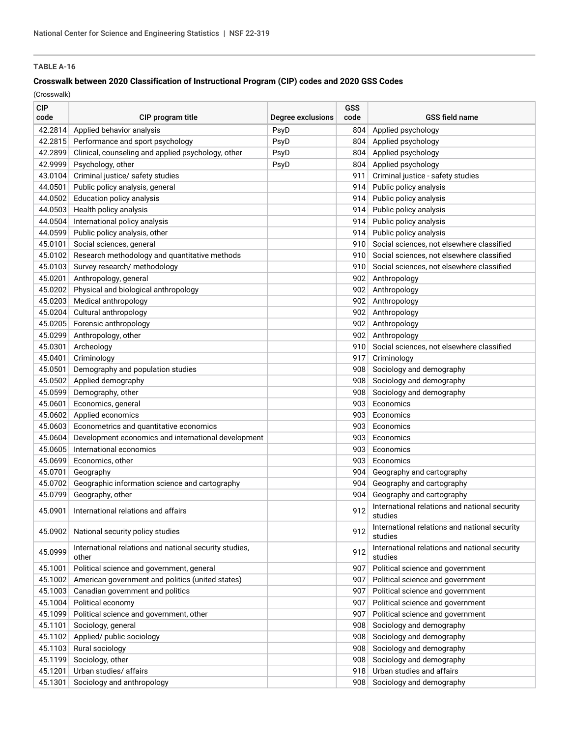**TABLE A-16**

**Crosswalk between 2020 Classification of Instructional Program (CIP) codes and 2020 GSS Codes**

(Crosswalk)

| CIP code | CIP program title | Degree exclusions | GSS code | GSS field name |
|---|---|---|---|---|
| 42.2814 | Applied behavior analysis | PsyD | 804 | Applied psychology |
| 42.2815 | Performance and sport psychology | PsyD | 804 | Applied psychology |
| 42.2899 | Clinical, counseling and applied psychology, other | PsyD | 804 | Applied psychology |
| 42.9999 | Psychology, other | PsyD | 804 | Applied psychology |
| 43.0104 | Criminal justice/ safety studies | | 911 | Criminal justice - safety studies |
| 44.0501 | Public policy analysis, general | | 914 | Public policy analysis |
| 44.0502 | Education policy analysis | | 914 | Public policy analysis |
| 44.0503 | Health policy analysis | | 914 | Public policy analysis |
| 44.0504 | International policy analysis | | 914 | Public policy analysis |
| 44.0599 | Public policy analysis, other | | 914 | Public policy analysis |
| 45.0101 | Social sciences, general | | 910 | Social sciences, not elsewhere classified |
| 45.0102 | Research methodology and quantitative methods | | 910 | Social sciences, not elsewhere classified |
| 45.0103 | Survey research/ methodology | | 910 | Social sciences, not elsewhere classified |
| 45.0201 | Anthropology, general | | 902 | Anthropology |
| 45.0202 | Physical and biological anthropology | | 902 | Anthropology |
| 45.0203 | Medical anthropology | | 902 | Anthropology |
| 45.0204 | Cultural anthropology | | 902 | Anthropology |
| 45.0205 | Forensic anthropology | | 902 | Anthropology |
| 45.0299 | Anthropology, other | | 902 | Anthropology |
| 45.0301 | Archeology | | 910 | Social sciences, not elsewhere classified |
| 45.0401 | Criminology | | 917 | Criminology |
| 45.0501 | Demography and population studies | | 908 | Sociology and demography |
| 45.0502 | Applied demography | | 908 | Sociology and demography |
| 45.0599 | Demography, other | | 908 | Sociology and demography |
| 45.0601 | Economics, general | | 903 | Economics |
| 45.0602 | Applied economics | | 903 | Economics |
| 45.0603 | Econometrics and quantitative economics | | 903 | Economics |
| 45.0604 | Development economics and international development | | 903 | Economics |
| 45.0605 | International economics | | 903 | Economics |
| 45.0699 | Economics, other | | 903 | Economics |
| 45.0701 | Geography | | 904 | Geography and cartography |
| 45.0702 | Geographic information science and cartography | | 904 | Geography and cartography |
| 45.0799 | Geography, other | | 904 | Geography and cartography |
| 45.0901 | International relations and affairs | | 912 | International relations and national security studies |
| 45.0902 | National security policy studies | | 912 | International relations and national security studies |
| 45.0999 | International relations and national security studies, other | | 912 | International relations and national security studies |
| 45.1001 | Political science and government, general | | 907 | Political science and government |
| 45.1002 | American government and politics (united states) | | 907 | Political science and government |
| 45.1003 | Canadian government and politics | | 907 | Political science and government |
| 45.1004 | Political economy | | 907 | Political science and government |
| 45.1099 | Political science and government, other | | 907 | Political science and government |
| 45.1101 | Sociology, general | | 908 | Sociology and demography |
| 45.1102 | Applied/ public sociology | | 908 | Sociology and demography |
| 45.1103 | Rural sociology | | 908 | Sociology and demography |
| 45.1199 | Sociology, other | | 908 | Sociology and demography |
| 45.1201 | Urban studies/ affairs | | 918 | Urban studies and affairs |
| 45.1301 | Sociology and anthropology | | 908 | Sociology and demography |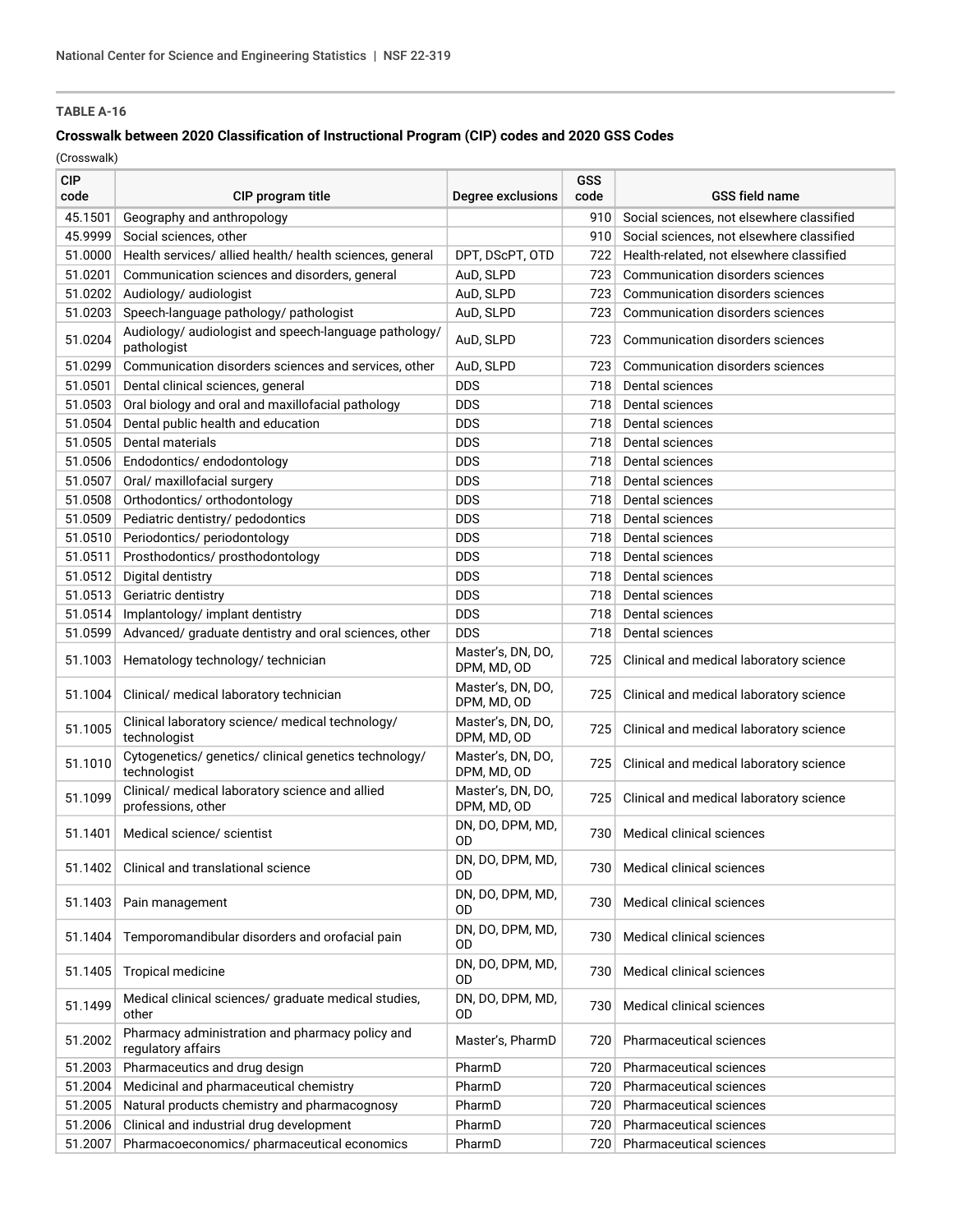**TABLE A-16**

**Crosswalk between 2020 Classification of Instructional Program (CIP) codes and 2020 GSS Codes**

(Crosswalk)

| CIP code | CIP program title | Degree exclusions | GSS code | GSS field name |
|---|---|---|---|---|
| 45.1501 | Geography and anthropology | | 910 | Social sciences, not elsewhere classified |
| 45.9999 | Social sciences, other | | 910 | Social sciences, not elsewhere classified |
| 51.0000 | Health services/ allied health/ health sciences, general | DPT, DScPT, OTD | 722 | Health-related, not elsewhere classified |
| 51.0201 | Communication sciences and disorders, general | AuD, SLPD | 723 | Communication disorders sciences |
| 51.0202 | Audiology/ audiologist | AuD, SLPD | 723 | Communication disorders sciences |
| 51.0203 | Speech-language pathology/ pathologist | AuD, SLPD | 723 | Communication disorders sciences |
| 51.0204 | Audiology/ audiologist and speech-language pathology/ pathologist | AuD, SLPD | 723 | Communication disorders sciences |
| 51.0299 | Communication disorders sciences and services, other | AuD, SLPD | 723 | Communication disorders sciences |
| 51.0501 | Dental clinical sciences, general | DDS | 718 | Dental sciences |
| 51.0503 | Oral biology and oral and maxillofacial pathology | DDS | 718 | Dental sciences |
| 51.0504 | Dental public health and education | DDS | 718 | Dental sciences |
| 51.0505 | Dental materials | DDS | 718 | Dental sciences |
| 51.0506 | Endodontics/ endodontology | DDS | 718 | Dental sciences |
| 51.0507 | Oral/ maxillofacial surgery | DDS | 718 | Dental sciences |
| 51.0508 | Orthodontics/ orthodontology | DDS | 718 | Dental sciences |
| 51.0509 | Pediatric dentistry/ pedodontics | DDS | 718 | Dental sciences |
| 51.0510 | Periodontics/ periodontology | DDS | 718 | Dental sciences |
| 51.0511 | Prosthodontics/ prosthodontology | DDS | 718 | Dental sciences |
| 51.0512 | Digital dentistry | DDS | 718 | Dental sciences |
| 51.0513 | Geriatric dentistry | DDS | 718 | Dental sciences |
| 51.0514 | Implantology/ implant dentistry | DDS | 718 | Dental sciences |
| 51.0599 | Advanced/ graduate dentistry and oral sciences, other | DDS | 718 | Dental sciences |
| 51.1003 | Hematology technology/ technician | Master's, DN, DO, DPM, MD, OD | 725 | Clinical and medical laboratory science |
| 51.1004 | Clinical/ medical laboratory technician | Master's, DN, DO, DPM, MD, OD | 725 | Clinical and medical laboratory science |
| 51.1005 | Clinical laboratory science/ medical technology/ technologist | Master's, DN, DO, DPM, MD, OD | 725 | Clinical and medical laboratory science |
| 51.1010 | Cytogenetics/ genetics/ clinical genetics technology/ technologist | Master's, DN, DO, DPM, MD, OD | 725 | Clinical and medical laboratory science |
| 51.1099 | Clinical/ medical laboratory science and allied professions, other | Master's, DN, DO, DPM, MD, OD | 725 | Clinical and medical laboratory science |
| 51.1401 | Medical science/ scientist | DN, DO, DPM, MD, OD | 730 | Medical clinical sciences |
| 51.1402 | Clinical and translational science | DN, DO, DPM, MD, OD | 730 | Medical clinical sciences |
| 51.1403 | Pain management | DN, DO, DPM, MD, OD | 730 | Medical clinical sciences |
| 51.1404 | Temporomandibular disorders and orofacial pain | DN, DO, DPM, MD, OD | 730 | Medical clinical sciences |
| 51.1405 | Tropical medicine | DN, DO, DPM, MD, OD | 730 | Medical clinical sciences |
| 51.1499 | Medical clinical sciences/ graduate medical studies, other | DN, DO, DPM, MD, OD | 730 | Medical clinical sciences |
| 51.2002 | Pharmacy administration and pharmacy policy and regulatory affairs | Master's, PharmD | 720 | Pharmaceutical sciences |
| 51.2003 | Pharmaceutics and drug design | PharmD | 720 | Pharmaceutical sciences |
| 51.2004 | Medicinal and pharmaceutical chemistry | PharmD | 720 | Pharmaceutical sciences |
| 51.2005 | Natural products chemistry and pharmacognosy | PharmD | 720 | Pharmaceutical sciences |
| 51.2006 | Clinical and industrial drug development | PharmD | 720 | Pharmaceutical sciences |
| 51.2007 | Pharmacoeconomics/ pharmaceutical economics | PharmD | 720 | Pharmaceutical sciences |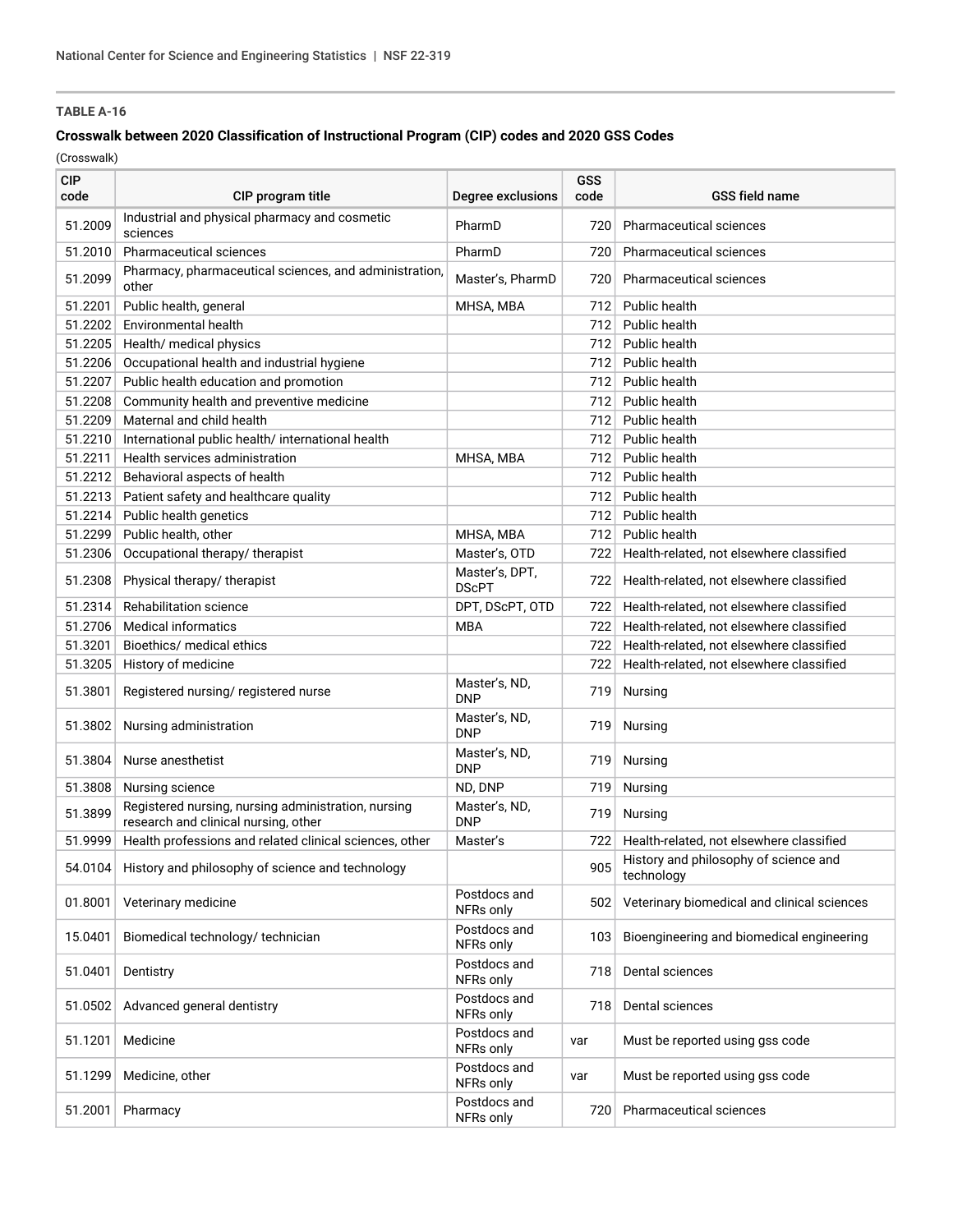**TABLE A-16**

**Crosswalk between 2020 Classification of Instructional Program (CIP) codes and 2020 GSS Codes**

(Crosswalk)

| CIP code | CIP program title | Degree exclusions | GSS code | GSS field name |
|---|---|---|---|---|
| 51.2009 | Industrial and physical pharmacy and cosmetic sciences | PharmD | 720 | Pharmaceutical sciences |
| 51.2010 | Pharmaceutical sciences | PharmD | 720 | Pharmaceutical sciences |
| 51.2099 | Pharmacy, pharmaceutical sciences, and administration, other | Master's, PharmD | 720 | Pharmaceutical sciences |
| 51.2201 | Public health, general | MHSA, MBA | 712 | Public health |
| 51.2202 | Environmental health | | 712 | Public health |
| 51.2205 | Health/ medical physics | | 712 | Public health |
| 51.2206 | Occupational health and industrial hygiene | | 712 | Public health |
| 51.2207 | Public health education and promotion | | 712 | Public health |
| 51.2208 | Community health and preventive medicine | | 712 | Public health |
| 51.2209 | Maternal and child health | | 712 | Public health |
| 51.2210 | International public health/ international health | | 712 | Public health |
| 51.2211 | Health services administration | MHSA, MBA | 712 | Public health |
| 51.2212 | Behavioral aspects of health | | 712 | Public health |
| 51.2213 | Patient safety and healthcare quality | | 712 | Public health |
| 51.2214 | Public health genetics | | 712 | Public health |
| 51.2299 | Public health, other | MHSA, MBA | 712 | Public health |
| 51.2306 | Occupational therapy/ therapist | Master's, OTD | 722 | Health-related, not elsewhere classified |
| 51.2308 | Physical therapy/ therapist | Master's, DPT, DScPT | 722 | Health-related, not elsewhere classified |
| 51.2314 | Rehabilitation science | DPT, DScPT, OTD | 722 | Health-related, not elsewhere classified |
| 51.2706 | Medical informatics | MBA | 722 | Health-related, not elsewhere classified |
| 51.3201 | Bioethics/ medical ethics | | 722 | Health-related, not elsewhere classified |
| 51.3205 | History of medicine | | 722 | Health-related, not elsewhere classified |
| 51.3801 | Registered nursing/ registered nurse | Master's, ND, DNP | 719 | Nursing |
| 51.3802 | Nursing administration | Master's, ND, DNP | 719 | Nursing |
| 51.3804 | Nurse anesthetist | Master's, ND, DNP | 719 | Nursing |
| 51.3808 | Nursing science | ND, DNP | 719 | Nursing |
| 51.3899 | Registered nursing, nursing administration, nursing research and clinical nursing, other | Master's, ND, DNP | 719 | Nursing |
| 51.9999 | Health professions and related clinical sciences, other | Master's | 722 | Health-related, not elsewhere classified |
| 54.0104 | History and philosophy of science and technology | | 905 | History and philosophy of science and technology |
| 01.8001 | Veterinary medicine | Postdocs and NFRs only | 502 | Veterinary biomedical and clinical sciences |
| 15.0401 | Biomedical technology/ technician | Postdocs and NFRs only | 103 | Bioengineering and biomedical engineering |
| 51.0401 | Dentistry | Postdocs and NFRs only | 718 | Dental sciences |
| 51.0502 | Advanced general dentistry | Postdocs and NFRs only | 718 | Dental sciences |
| 51.1201 | Medicine | Postdocs and NFRs only | var | Must be reported using gss code |
| 51.1299 | Medicine, other | Postdocs and NFRs only | var | Must be reported using gss code |
| 51.2001 | Pharmacy | Postdocs and NFRs only | 720 | Pharmaceutical sciences |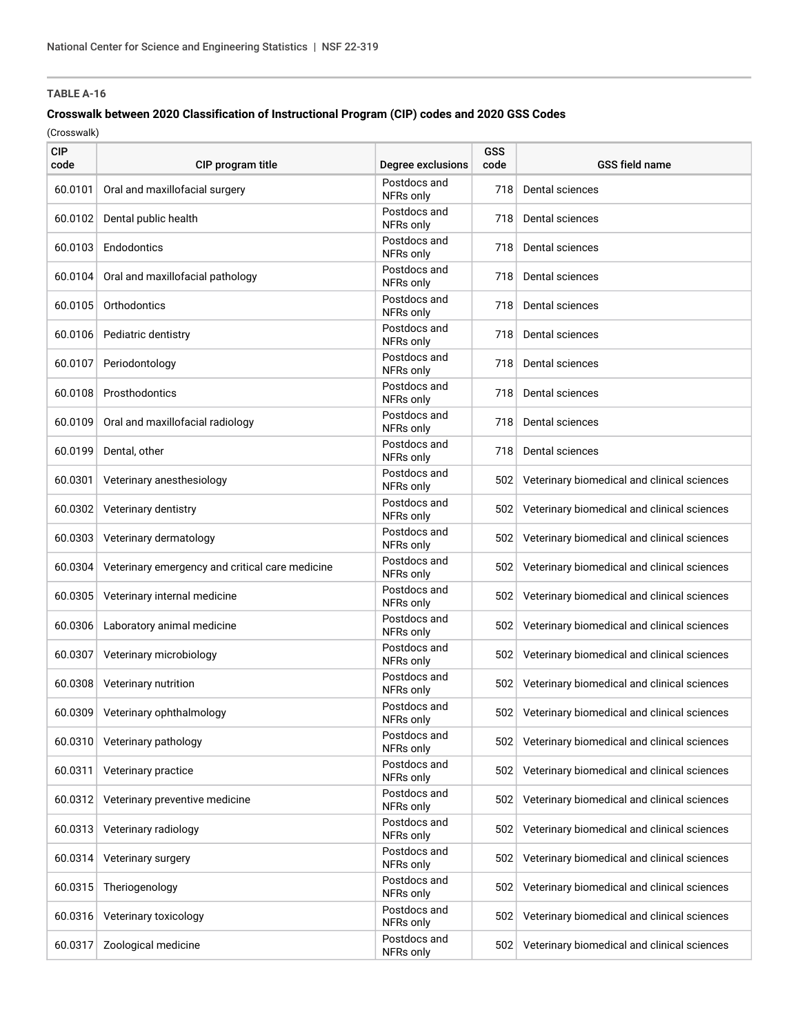**TABLE A-16**

**Crosswalk between 2020 Classification of Instructional Program (CIP) codes and 2020 GSS Codes**

(Crosswalk)

| CIP code | CIP program title | Degree exclusions | GSS code | GSS field name |
|---|---|---|---|---|
| 60.0101 | Oral and maxillofacial surgery | Postdocs and NFRs only | 718 | Dental sciences |
| 60.0102 | Dental public health | Postdocs and NFRs only | 718 | Dental sciences |
| 60.0103 | Endodontics | Postdocs and NFRs only | 718 | Dental sciences |
| 60.0104 | Oral and maxillofacial pathology | Postdocs and NFRs only | 718 | Dental sciences |
| 60.0105 | Orthodontics | Postdocs and NFRs only | 718 | Dental sciences |
| 60.0106 | Pediatric dentistry | Postdocs and NFRs only | 718 | Dental sciences |
| 60.0107 | Periodontology | Postdocs and NFRs only | 718 | Dental sciences |
| 60.0108 | Prosthodontics | Postdocs and NFRs only | 718 | Dental sciences |
| 60.0109 | Oral and maxillofacial radiology | Postdocs and NFRs only | 718 | Dental sciences |
| 60.0199 | Dental, other | Postdocs and NFRs only | 718 | Dental sciences |
| 60.0301 | Veterinary anesthesiology | Postdocs and NFRs only | 502 | Veterinary biomedical and clinical sciences |
| 60.0302 | Veterinary dentistry | Postdocs and NFRs only | 502 | Veterinary biomedical and clinical sciences |
| 60.0303 | Veterinary dermatology | Postdocs and NFRs only | 502 | Veterinary biomedical and clinical sciences |
| 60.0304 | Veterinary emergency and critical care medicine | Postdocs and NFRs only | 502 | Veterinary biomedical and clinical sciences |
| 60.0305 | Veterinary internal medicine | Postdocs and NFRs only | 502 | Veterinary biomedical and clinical sciences |
| 60.0306 | Laboratory animal medicine | Postdocs and NFRs only | 502 | Veterinary biomedical and clinical sciences |
| 60.0307 | Veterinary microbiology | Postdocs and NFRs only | 502 | Veterinary biomedical and clinical sciences |
| 60.0308 | Veterinary nutrition | Postdocs and NFRs only | 502 | Veterinary biomedical and clinical sciences |
| 60.0309 | Veterinary ophthalmology | Postdocs and NFRs only | 502 | Veterinary biomedical and clinical sciences |
| 60.0310 | Veterinary pathology | Postdocs and NFRs only | 502 | Veterinary biomedical and clinical sciences |
| 60.0311 | Veterinary practice | Postdocs and NFRs only | 502 | Veterinary biomedical and clinical sciences |
| 60.0312 | Veterinary preventive medicine | Postdocs and NFRs only | 502 | Veterinary biomedical and clinical sciences |
| 60.0313 | Veterinary radiology | Postdocs and NFRs only | 502 | Veterinary biomedical and clinical sciences |
| 60.0314 | Veterinary surgery | Postdocs and NFRs only | 502 | Veterinary biomedical and clinical sciences |
| 60.0315 | Theriogenology | Postdocs and NFRs only | 502 | Veterinary biomedical and clinical sciences |
| 60.0316 | Veterinary toxicology | Postdocs and NFRs only | 502 | Veterinary biomedical and clinical sciences |
| 60.0317 | Zoological medicine | Postdocs and NFRs only | 502 | Veterinary biomedical and clinical sciences |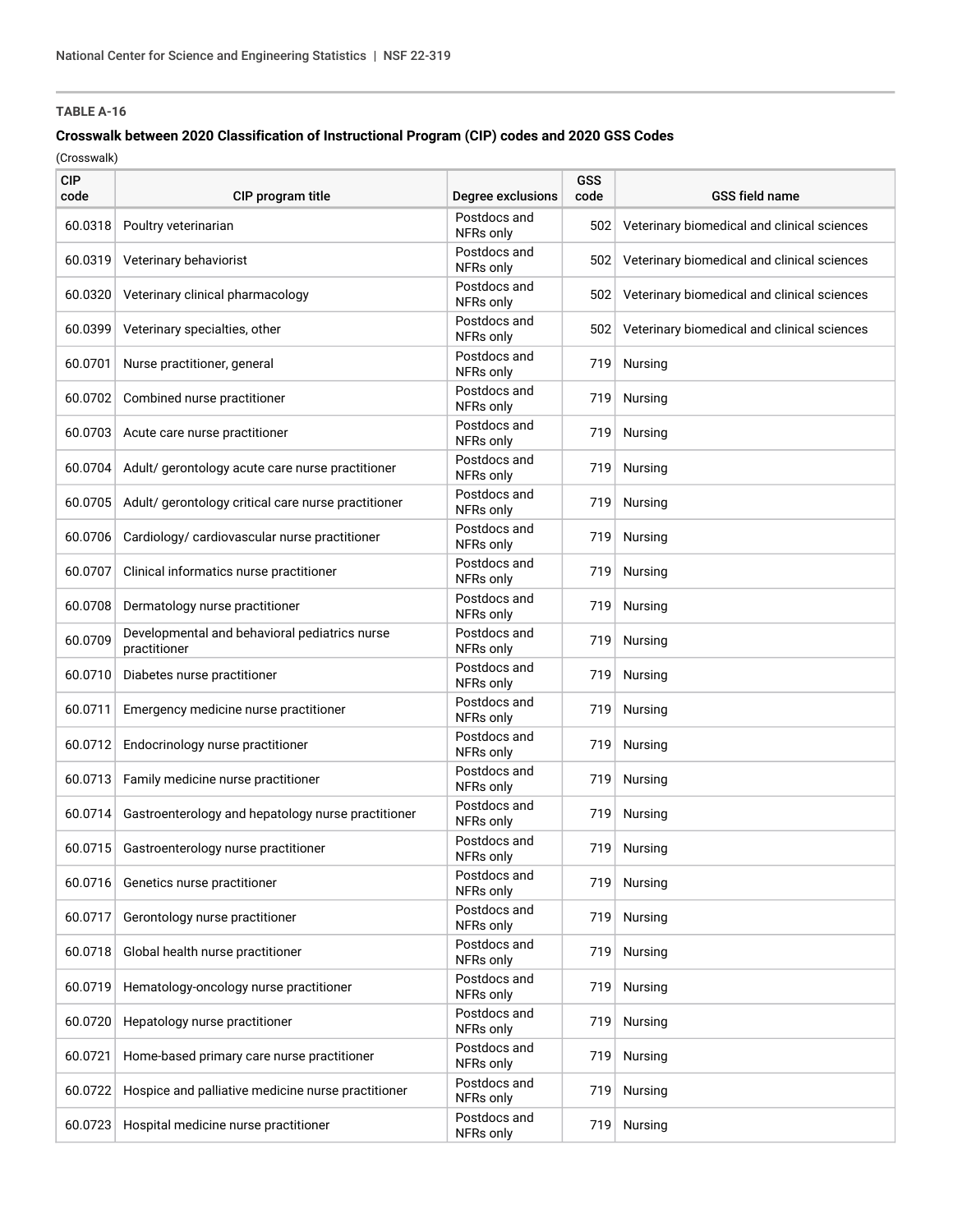**TABLE A-16**

**Crosswalk between 2020 Classification of Instructional Program (CIP) codes and 2020 GSS Codes**

(Crosswalk)

| CIP code | CIP program title | Degree exclusions | GSS code | GSS field name |
|---|---|---|---|---|
| 60.0318 | Poultry veterinarian | Postdocs and NFRs only | 502 | Veterinary biomedical and clinical sciences |
| 60.0319 | Veterinary behaviorist | Postdocs and NFRs only | 502 | Veterinary biomedical and clinical sciences |
| 60.0320 | Veterinary clinical pharmacology | Postdocs and NFRs only | 502 | Veterinary biomedical and clinical sciences |
| 60.0399 | Veterinary specialties, other | Postdocs and NFRs only | 502 | Veterinary biomedical and clinical sciences |
| 60.0701 | Nurse practitioner, general | Postdocs and NFRs only | 719 | Nursing |
| 60.0702 | Combined nurse practitioner | Postdocs and NFRs only | 719 | Nursing |
| 60.0703 | Acute care nurse practitioner | Postdocs and NFRs only | 719 | Nursing |
| 60.0704 | Adult/ gerontology acute care nurse practitioner | Postdocs and NFRs only | 719 | Nursing |
| 60.0705 | Adult/ gerontology critical care nurse practitioner | Postdocs and NFRs only | 719 | Nursing |
| 60.0706 | Cardiology/ cardiovascular nurse practitioner | Postdocs and NFRs only | 719 | Nursing |
| 60.0707 | Clinical informatics nurse practitioner | Postdocs and NFRs only | 719 | Nursing |
| 60.0708 | Dermatology nurse practitioner | Postdocs and NFRs only | 719 | Nursing |
| 60.0709 | Developmental and behavioral pediatrics nurse practitioner | Postdocs and NFRs only | 719 | Nursing |
| 60.0710 | Diabetes nurse practitioner | Postdocs and NFRs only | 719 | Nursing |
| 60.0711 | Emergency medicine nurse practitioner | Postdocs and NFRs only | 719 | Nursing |
| 60.0712 | Endocrinology nurse practitioner | Postdocs and NFRs only | 719 | Nursing |
| 60.0713 | Family medicine nurse practitioner | Postdocs and NFRs only | 719 | Nursing |
| 60.0714 | Gastroenterology and hepatology nurse practitioner | Postdocs and NFRs only | 719 | Nursing |
| 60.0715 | Gastroenterology nurse practitioner | Postdocs and NFRs only | 719 | Nursing |
| 60.0716 | Genetics nurse practitioner | Postdocs and NFRs only | 719 | Nursing |
| 60.0717 | Gerontology nurse practitioner | Postdocs and NFRs only | 719 | Nursing |
| 60.0718 | Global health nurse practitioner | Postdocs and NFRs only | 719 | Nursing |
| 60.0719 | Hematology-oncology nurse practitioner | Postdocs and NFRs only | 719 | Nursing |
| 60.0720 | Hepatology nurse practitioner | Postdocs and NFRs only | 719 | Nursing |
| 60.0721 | Home-based primary care nurse practitioner | Postdocs and NFRs only | 719 | Nursing |
| 60.0722 | Hospice and palliative medicine nurse practitioner | Postdocs and NFRs only | 719 | Nursing |
| 60.0723 | Hospital medicine nurse practitioner | Postdocs and NFRs only | 719 | Nursing |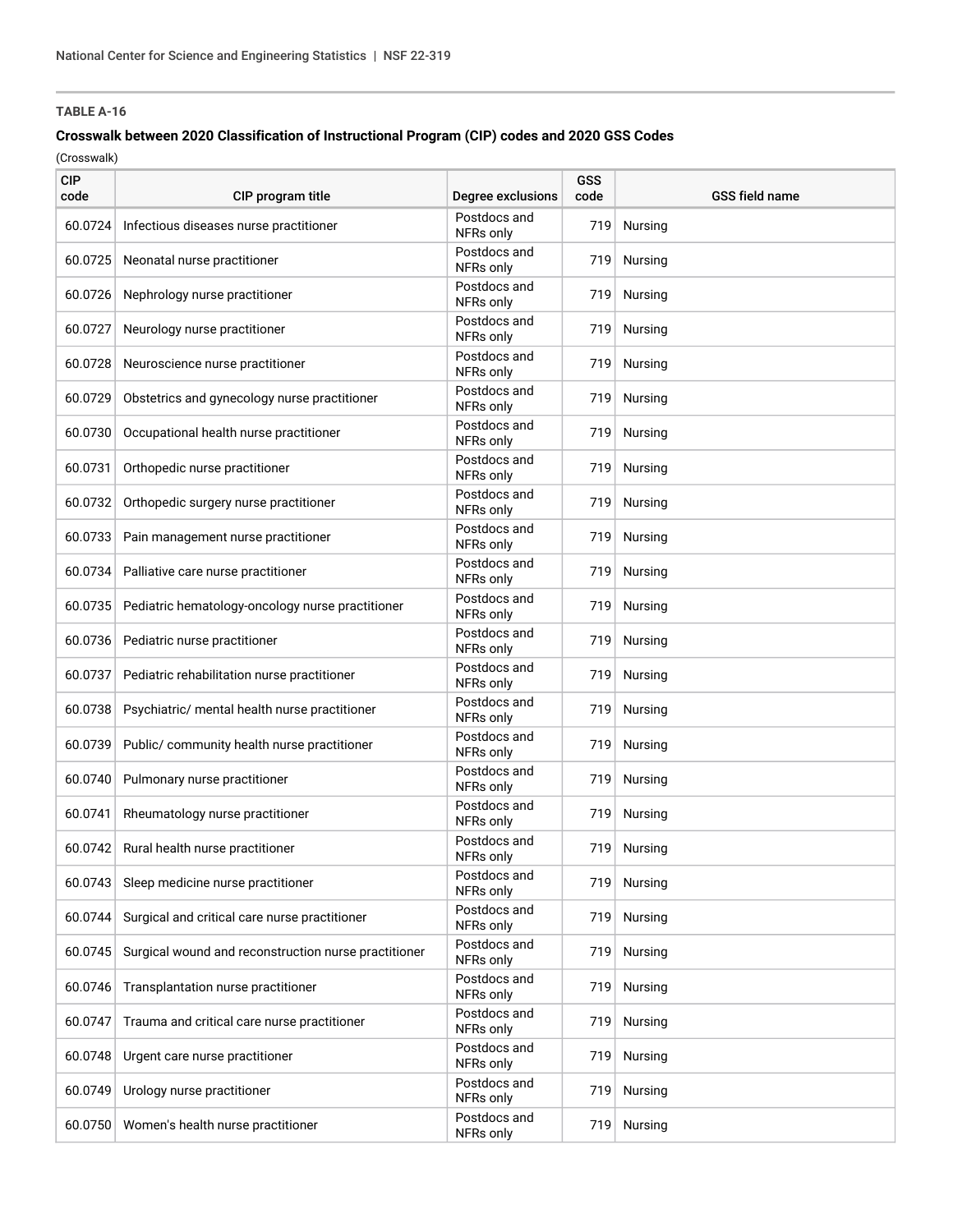**TABLE A-16**

**Crosswalk between 2020 Classification of Instructional Program (CIP) codes and 2020 GSS Codes**

(Crosswalk)

| CIP code | CIP program title | Degree exclusions | GSS code | GSS field name |
|---|---|---|---|---|
| 60.0724 | Infectious diseases nurse practitioner | Postdocs and NFRs only | 719 | Nursing |
| 60.0725 | Neonatal nurse practitioner | Postdocs and NFRs only | 719 | Nursing |
| 60.0726 | Nephrology nurse practitioner | Postdocs and NFRs only | 719 | Nursing |
| 60.0727 | Neurology nurse practitioner | Postdocs and NFRs only | 719 | Nursing |
| 60.0728 | Neuroscience nurse practitioner | Postdocs and NFRs only | 719 | Nursing |
| 60.0729 | Obstetrics and gynecology nurse practitioner | Postdocs and NFRs only | 719 | Nursing |
| 60.0730 | Occupational health nurse practitioner | Postdocs and NFRs only | 719 | Nursing |
| 60.0731 | Orthopedic nurse practitioner | Postdocs and NFRs only | 719 | Nursing |
| 60.0732 | Orthopedic surgery nurse practitioner | Postdocs and NFRs only | 719 | Nursing |
| 60.0733 | Pain management nurse practitioner | Postdocs and NFRs only | 719 | Nursing |
| 60.0734 | Palliative care nurse practitioner | Postdocs and NFRs only | 719 | Nursing |
| 60.0735 | Pediatric hematology-oncology nurse practitioner | Postdocs and NFRs only | 719 | Nursing |
| 60.0736 | Pediatric nurse practitioner | Postdocs and NFRs only | 719 | Nursing |
| 60.0737 | Pediatric rehabilitation nurse practitioner | Postdocs and NFRs only | 719 | Nursing |
| 60.0738 | Psychiatric/ mental health nurse practitioner | Postdocs and NFRs only | 719 | Nursing |
| 60.0739 | Public/ community health nurse practitioner | Postdocs and NFRs only | 719 | Nursing |
| 60.0740 | Pulmonary nurse practitioner | Postdocs and NFRs only | 719 | Nursing |
| 60.0741 | Rheumatology nurse practitioner | Postdocs and NFRs only | 719 | Nursing |
| 60.0742 | Rural health nurse practitioner | Postdocs and NFRs only | 719 | Nursing |
| 60.0743 | Sleep medicine nurse practitioner | Postdocs and NFRs only | 719 | Nursing |
| 60.0744 | Surgical and critical care nurse practitioner | Postdocs and NFRs only | 719 | Nursing |
| 60.0745 | Surgical wound and reconstruction nurse practitioner | Postdocs and NFRs only | 719 | Nursing |
| 60.0746 | Transplantation nurse practitioner | Postdocs and NFRs only | 719 | Nursing |
| 60.0747 | Trauma and critical care nurse practitioner | Postdocs and NFRs only | 719 | Nursing |
| 60.0748 | Urgent care nurse practitioner | Postdocs and NFRs only | 719 | Nursing |
| 60.0749 | Urology nurse practitioner | Postdocs and NFRs only | 719 | Nursing |
| 60.0750 | Women's health nurse practitioner | Postdocs and NFRs only | 719 | Nursing |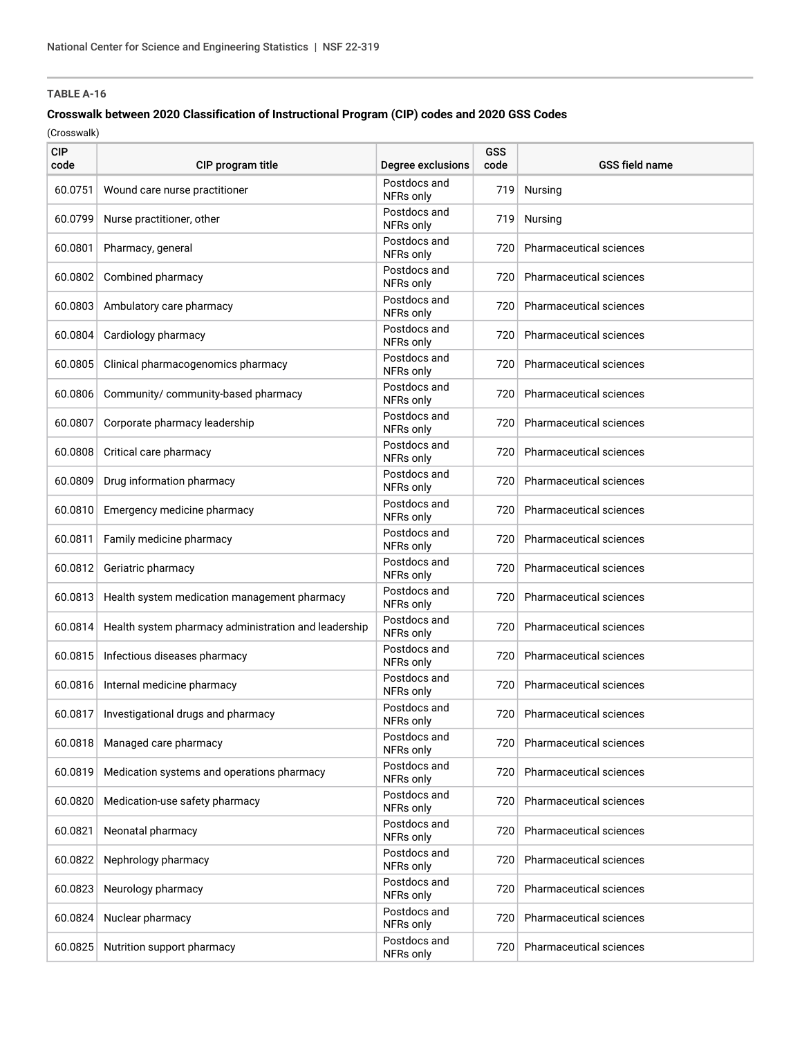**TABLE A-16**

**Crosswalk between 2020 Classification of Instructional Program (CIP) codes and 2020 GSS Codes**

(Crosswalk)

| CIP code | CIP program title | Degree exclusions | GSS code | GSS field name |
|---|---|---|---|---|
| 60.0751 | Wound care nurse practitioner | Postdocs and NFRs only | 719 | Nursing |
| 60.0799 | Nurse practitioner, other | Postdocs and NFRs only | 719 | Nursing |
| 60.0801 | Pharmacy, general | Postdocs and NFRs only | 720 | Pharmaceutical sciences |
| 60.0802 | Combined pharmacy | Postdocs and NFRs only | 720 | Pharmaceutical sciences |
| 60.0803 | Ambulatory care pharmacy | Postdocs and NFRs only | 720 | Pharmaceutical sciences |
| 60.0804 | Cardiology pharmacy | Postdocs and NFRs only | 720 | Pharmaceutical sciences |
| 60.0805 | Clinical pharmacogenomics pharmacy | Postdocs and NFRs only | 720 | Pharmaceutical sciences |
| 60.0806 | Community/ community-based pharmacy | Postdocs and NFRs only | 720 | Pharmaceutical sciences |
| 60.0807 | Corporate pharmacy leadership | Postdocs and NFRs only | 720 | Pharmaceutical sciences |
| 60.0808 | Critical care pharmacy | Postdocs and NFRs only | 720 | Pharmaceutical sciences |
| 60.0809 | Drug information pharmacy | Postdocs and NFRs only | 720 | Pharmaceutical sciences |
| 60.0810 | Emergency medicine pharmacy | Postdocs and NFRs only | 720 | Pharmaceutical sciences |
| 60.0811 | Family medicine pharmacy | Postdocs and NFRs only | 720 | Pharmaceutical sciences |
| 60.0812 | Geriatric pharmacy | Postdocs and NFRs only | 720 | Pharmaceutical sciences |
| 60.0813 | Health system medication management pharmacy | Postdocs and NFRs only | 720 | Pharmaceutical sciences |
| 60.0814 | Health system pharmacy administration and leadership | Postdocs and NFRs only | 720 | Pharmaceutical sciences |
| 60.0815 | Infectious diseases pharmacy | Postdocs and NFRs only | 720 | Pharmaceutical sciences |
| 60.0816 | Internal medicine pharmacy | Postdocs and NFRs only | 720 | Pharmaceutical sciences |
| 60.0817 | Investigational drugs and pharmacy | Postdocs and NFRs only | 720 | Pharmaceutical sciences |
| 60.0818 | Managed care pharmacy | Postdocs and NFRs only | 720 | Pharmaceutical sciences |
| 60.0819 | Medication systems and operations pharmacy | Postdocs and NFRs only | 720 | Pharmaceutical sciences |
| 60.0820 | Medication-use safety pharmacy | Postdocs and NFRs only | 720 | Pharmaceutical sciences |
| 60.0821 | Neonatal pharmacy | Postdocs and NFRs only | 720 | Pharmaceutical sciences |
| 60.0822 | Nephrology pharmacy | Postdocs and NFRs only | 720 | Pharmaceutical sciences |
| 60.0823 | Neurology pharmacy | Postdocs and NFRs only | 720 | Pharmaceutical sciences |
| 60.0824 | Nuclear pharmacy | Postdocs and NFRs only | 720 | Pharmaceutical sciences |
| 60.0825 | Nutrition support pharmacy | Postdocs and NFRs only | 720 | Pharmaceutical sciences |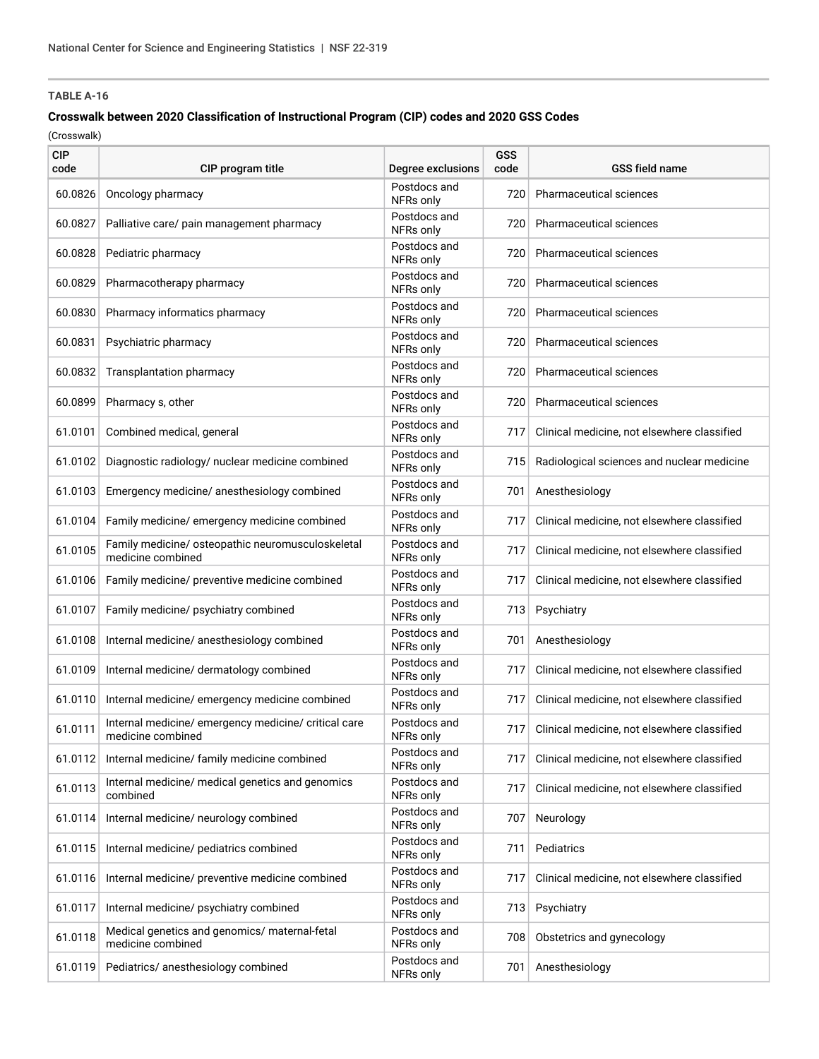**TABLE A-16**

**Crosswalk between 2020 Classification of Instructional Program (CIP) codes and 2020 GSS Codes**

(Crosswalk)

| CIP code | CIP program title | Degree exclusions | GSS code | GSS field name |
|---|---|---|---|---|
| 60.0826 | Oncology pharmacy | Postdocs and NFRs only | 720 | Pharmaceutical sciences |
| 60.0827 | Palliative care/ pain management pharmacy | Postdocs and NFRs only | 720 | Pharmaceutical sciences |
| 60.0828 | Pediatric pharmacy | Postdocs and NFRs only | 720 | Pharmaceutical sciences |
| 60.0829 | Pharmacotherapy pharmacy | Postdocs and NFRs only | 720 | Pharmaceutical sciences |
| 60.0830 | Pharmacy informatics pharmacy | Postdocs and NFRs only | 720 | Pharmaceutical sciences |
| 60.0831 | Psychiatric pharmacy | Postdocs and NFRs only | 720 | Pharmaceutical sciences |
| 60.0832 | Transplantation pharmacy | Postdocs and NFRs only | 720 | Pharmaceutical sciences |
| 60.0899 | Pharmacy s, other | Postdocs and NFRs only | 720 | Pharmaceutical sciences |
| 61.0101 | Combined medical, general | Postdocs and NFRs only | 717 | Clinical medicine, not elsewhere classified |
| 61.0102 | Diagnostic radiology/ nuclear medicine combined | Postdocs and NFRs only | 715 | Radiological sciences and nuclear medicine |
| 61.0103 | Emergency medicine/ anesthesiology combined | Postdocs and NFRs only | 701 | Anesthesiology |
| 61.0104 | Family medicine/ emergency medicine combined | Postdocs and NFRs only | 717 | Clinical medicine, not elsewhere classified |
| 61.0105 | Family medicine/ osteopathic neuromusculoskeletal medicine combined | Postdocs and NFRs only | 717 | Clinical medicine, not elsewhere classified |
| 61.0106 | Family medicine/ preventive medicine combined | Postdocs and NFRs only | 717 | Clinical medicine, not elsewhere classified |
| 61.0107 | Family medicine/ psychiatry combined | Postdocs and NFRs only | 713 | Psychiatry |
| 61.0108 | Internal medicine/ anesthesiology combined | Postdocs and NFRs only | 701 | Anesthesiology |
| 61.0109 | Internal medicine/ dermatology combined | Postdocs and NFRs only | 717 | Clinical medicine, not elsewhere classified |
| 61.0110 | Internal medicine/ emergency medicine combined | Postdocs and NFRs only | 717 | Clinical medicine, not elsewhere classified |
| 61.0111 | Internal medicine/ emergency medicine/ critical care medicine combined | Postdocs and NFRs only | 717 | Clinical medicine, not elsewhere classified |
| 61.0112 | Internal medicine/ family medicine combined | Postdocs and NFRs only | 717 | Clinical medicine, not elsewhere classified |
| 61.0113 | Internal medicine/ medical genetics and genomics combined | Postdocs and NFRs only | 717 | Clinical medicine, not elsewhere classified |
| 61.0114 | Internal medicine/ neurology combined | Postdocs and NFRs only | 707 | Neurology |
| 61.0115 | Internal medicine/ pediatrics combined | Postdocs and NFRs only | 711 | Pediatrics |
| 61.0116 | Internal medicine/ preventive medicine combined | Postdocs and NFRs only | 717 | Clinical medicine, not elsewhere classified |
| 61.0117 | Internal medicine/ psychiatry combined | Postdocs and NFRs only | 713 | Psychiatry |
| 61.0118 | Medical genetics and genomics/ maternal-fetal medicine combined | Postdocs and NFRs only | 708 | Obstetrics and gynecology |
| 61.0119 | Pediatrics/ anesthesiology combined | Postdocs and NFRs only | 701 | Anesthesiology |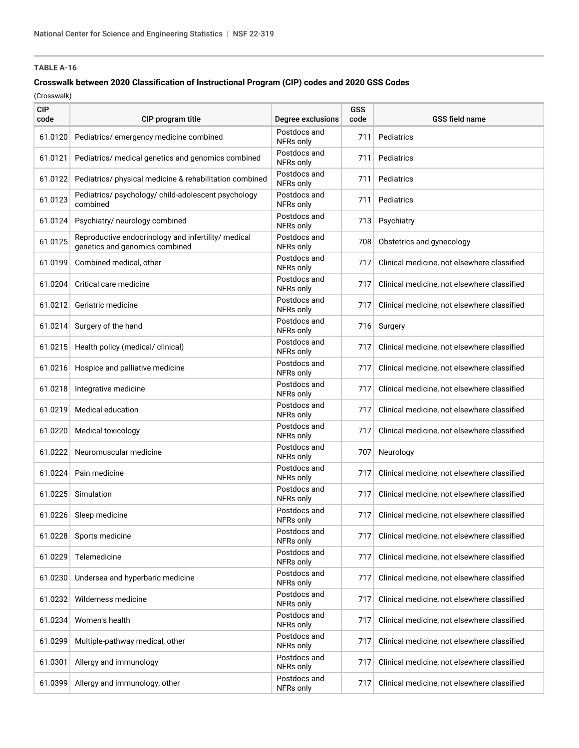TABLE A-16

### Crosswalk between 2020 Classification of Instructional Program (CIP) codes and 2020 GSS Codes

(Crosswalk)

| CIP code | CIP program title | Degree exclusions | GSS code | GSS field name |
|---|---|---|---|---|
| 61.0120 | Pediatrics/ emergency medicine combined | Postdocs and NFRs only | 711 | Pediatrics |
| 61.0121 | Pediatrics/ medical genetics and genomics combined | Postdocs and NFRs only | 711 | Pediatrics |
| 61.0122 | Pediatrics/ physical medicine & rehabilitation combined | Postdocs and NFRs only | 711 | Pediatrics |
| 61.0123 | Pediatrics/ psychology/ child-adolescent psychology combined | Postdocs and NFRs only | 711 | Pediatrics |
| 61.0124 | Psychiatry/ neurology combined | Postdocs and NFRs only | 713 | Psychiatry |
| 61.0125 | Reproductive endocrinology and infertility/ medical genetics and genomics combined | Postdocs and NFRs only | 708 | Obstetrics and gynecology |
| 61.0199 | Combined medical, other | Postdocs and NFRs only | 717 | Clinical medicine, not elsewhere classified |
| 61.0204 | Critical care medicine | Postdocs and NFRs only | 717 | Clinical medicine, not elsewhere classified |
| 61.0212 | Geriatric medicine | Postdocs and NFRs only | 717 | Clinical medicine, not elsewhere classified |
| 61.0214 | Surgery of the hand | Postdocs and NFRs only | 716 | Surgery |
| 61.0215 | Health policy (medical/ clinical) | Postdocs and NFRs only | 717 | Clinical medicine, not elsewhere classified |
| 61.0216 | Hospice and palliative medicine | Postdocs and NFRs only | 717 | Clinical medicine, not elsewhere classified |
| 61.0218 | Integrative medicine | Postdocs and NFRs only | 717 | Clinical medicine, not elsewhere classified |
| 61.0219 | Medical education | Postdocs and NFRs only | 717 | Clinical medicine, not elsewhere classified |
| 61.0220 | Medical toxicology | Postdocs and NFRs only | 717 | Clinical medicine, not elsewhere classified |
| 61.0222 | Neuromuscular medicine | Postdocs and NFRs only | 707 | Neurology |
| 61.0224 | Pain medicine | Postdocs and NFRs only | 717 | Clinical medicine, not elsewhere classified |
| 61.0225 | Simulation | Postdocs and NFRs only | 717 | Clinical medicine, not elsewhere classified |
| 61.0226 | Sleep medicine | Postdocs and NFRs only | 717 | Clinical medicine, not elsewhere classified |
| 61.0228 | Sports medicine | Postdocs and NFRs only | 717 | Clinical medicine, not elsewhere classified |
| 61.0229 | Telemedicine | Postdocs and NFRs only | 717 | Clinical medicine, not elsewhere classified |
| 61.0230 | Undersea and hyperbaric medicine | Postdocs and NFRs only | 717 | Clinical medicine, not elsewhere classified |
| 61.0232 | Wilderness medicine | Postdocs and NFRs only | 717 | Clinical medicine, not elsewhere classified |
| 61.0234 | Women's health | Postdocs and NFRs only | 717 | Clinical medicine, not elsewhere classified |
| 61.0299 | Multiple-pathway medical, other | Postdocs and NFRs only | 717 | Clinical medicine, not elsewhere classified |
| 61.0301 | Allergy and immunology | Postdocs and NFRs only | 717 | Clinical medicine, not elsewhere classified |
| 61.0399 | Allergy and immunology, other | Postdocs and NFRs only | 717 | Clinical medicine, not elsewhere classified |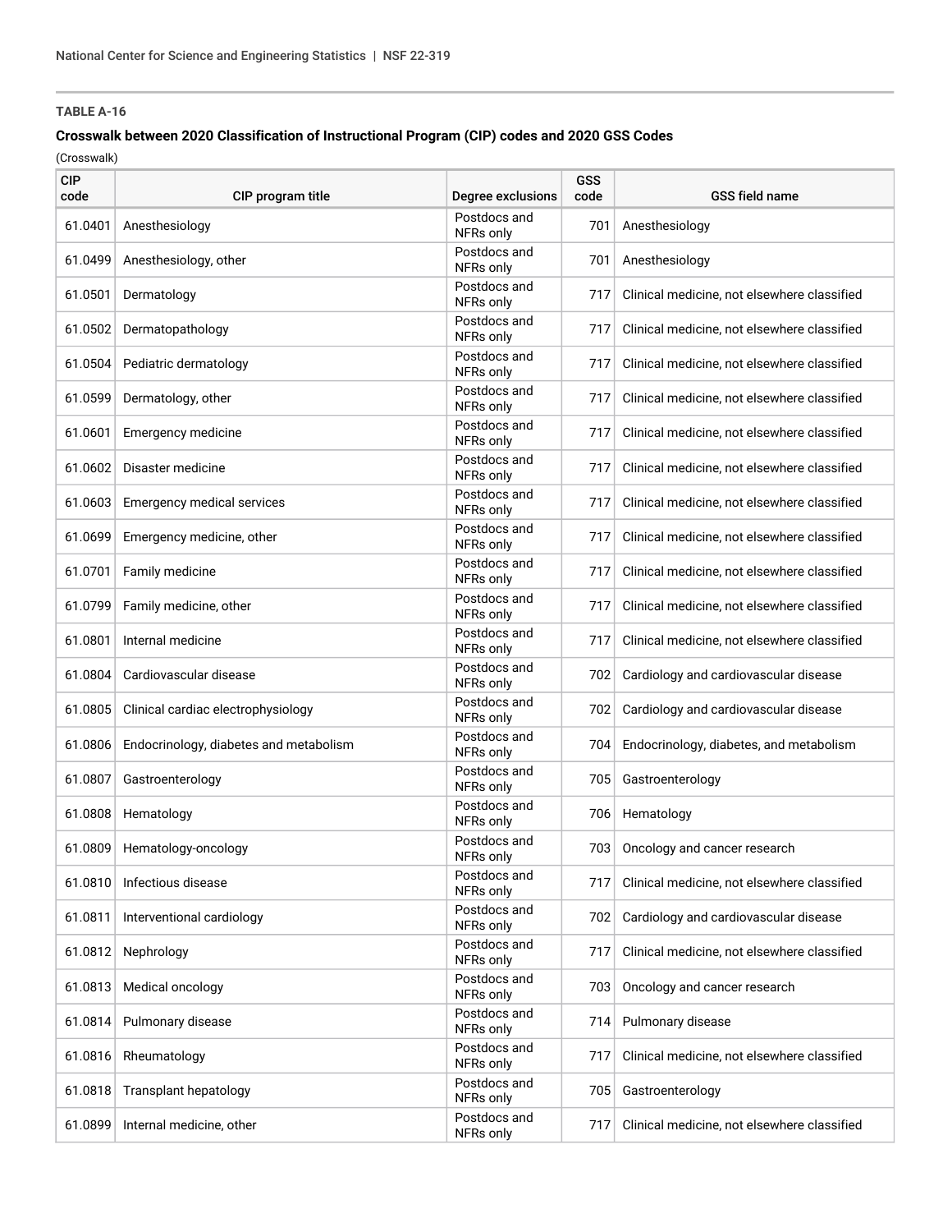**TABLE A-16**

**Crosswalk between 2020 Classification of Instructional Program (CIP) codes and 2020 GSS Codes**

(Crosswalk)

| CIP code | CIP program title | Degree exclusions | GSS code | GSS field name |
|---|---|---|---|---|
| 61.0401 | Anesthesiology | Postdocs and NFRs only | 701 | Anesthesiology |
| 61.0499 | Anesthesiology, other | Postdocs and NFRs only | 701 | Anesthesiology |
| 61.0501 | Dermatology | Postdocs and NFRs only | 717 | Clinical medicine, not elsewhere classified |
| 61.0502 | Dermatopathology | Postdocs and NFRs only | 717 | Clinical medicine, not elsewhere classified |
| 61.0504 | Pediatric dermatology | Postdocs and NFRs only | 717 | Clinical medicine, not elsewhere classified |
| 61.0599 | Dermatology, other | Postdocs and NFRs only | 717 | Clinical medicine, not elsewhere classified |
| 61.0601 | Emergency medicine | Postdocs and NFRs only | 717 | Clinical medicine, not elsewhere classified |
| 61.0602 | Disaster medicine | Postdocs and NFRs only | 717 | Clinical medicine, not elsewhere classified |
| 61.0603 | Emergency medical services | Postdocs and NFRs only | 717 | Clinical medicine, not elsewhere classified |
| 61.0699 | Emergency medicine, other | Postdocs and NFRs only | 717 | Clinical medicine, not elsewhere classified |
| 61.0701 | Family medicine | Postdocs and NFRs only | 717 | Clinical medicine, not elsewhere classified |
| 61.0799 | Family medicine, other | Postdocs and NFRs only | 717 | Clinical medicine, not elsewhere classified |
| 61.0801 | Internal medicine | Postdocs and NFRs only | 717 | Clinical medicine, not elsewhere classified |
| 61.0804 | Cardiovascular disease | Postdocs and NFRs only | 702 | Cardiology and cardiovascular disease |
| 61.0805 | Clinical cardiac electrophysiology | Postdocs and NFRs only | 702 | Cardiology and cardiovascular disease |
| 61.0806 | Endocrinology, diabetes and metabolism | Postdocs and NFRs only | 704 | Endocrinology, diabetes, and metabolism |
| 61.0807 | Gastroenterology | Postdocs and NFRs only | 705 | Gastroenterology |
| 61.0808 | Hematology | Postdocs and NFRs only | 706 | Hematology |
| 61.0809 | Hematology-oncology | Postdocs and NFRs only | 703 | Oncology and cancer research |
| 61.0810 | Infectious disease | Postdocs and NFRs only | 717 | Clinical medicine, not elsewhere classified |
| 61.0811 | Interventional cardiology | Postdocs and NFRs only | 702 | Cardiology and cardiovascular disease |
| 61.0812 | Nephrology | Postdocs and NFRs only | 717 | Clinical medicine, not elsewhere classified |
| 61.0813 | Medical oncology | Postdocs and NFRs only | 703 | Oncology and cancer research |
| 61.0814 | Pulmonary disease | Postdocs and NFRs only | 714 | Pulmonary disease |
| 61.0816 | Rheumatology | Postdocs and NFRs only | 717 | Clinical medicine, not elsewhere classified |
| 61.0818 | Transplant hepatology | Postdocs and NFRs only | 705 | Gastroenterology |
| 61.0899 | Internal medicine, other | Postdocs and NFRs only | 717 | Clinical medicine, not elsewhere classified |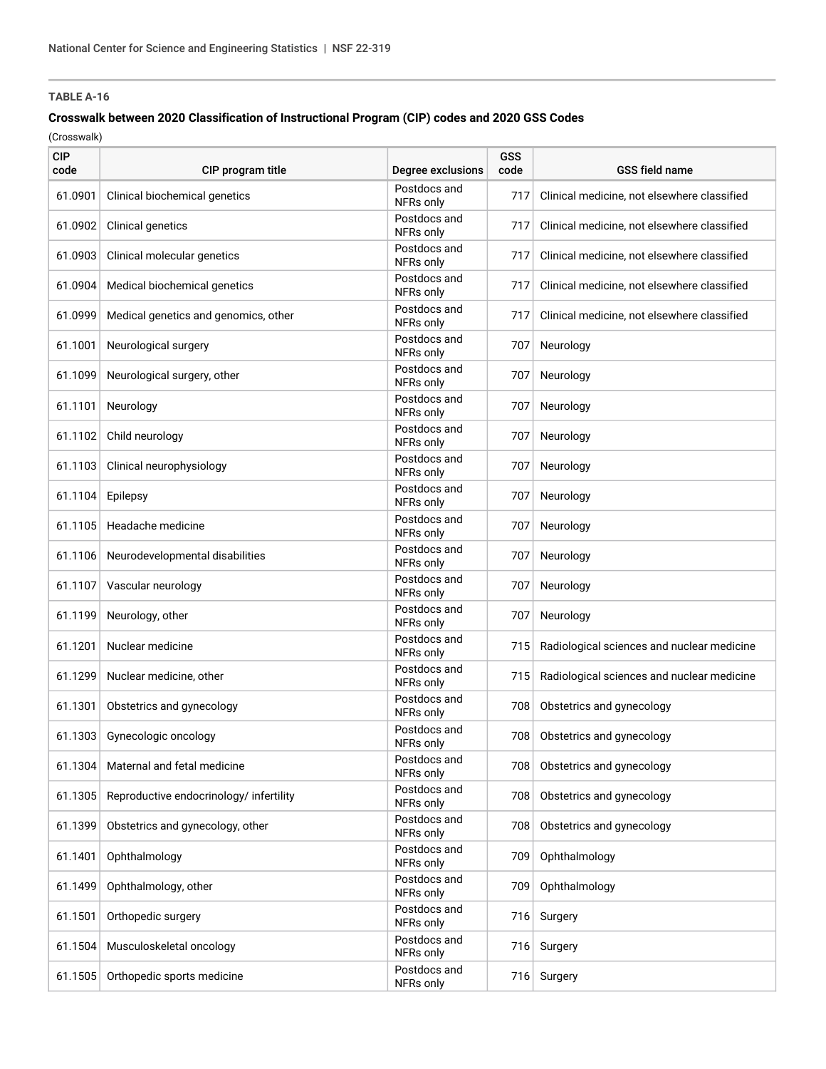**TABLE A-16**

**Crosswalk between 2020 Classification of Instructional Program (CIP) codes and 2020 GSS Codes**

(Crosswalk)

| CIP code | CIP program title | Degree exclusions | GSS code | GSS field name |
|---|---|---|---|---|
| 61.0901 | Clinical biochemical genetics | Postdocs and NFRs only | 717 | Clinical medicine, not elsewhere classified |
| 61.0902 | Clinical genetics | Postdocs and NFRs only | 717 | Clinical medicine, not elsewhere classified |
| 61.0903 | Clinical molecular genetics | Postdocs and NFRs only | 717 | Clinical medicine, not elsewhere classified |
| 61.0904 | Medical biochemical genetics | Postdocs and NFRs only | 717 | Clinical medicine, not elsewhere classified |
| 61.0999 | Medical genetics and genomics, other | Postdocs and NFRs only | 717 | Clinical medicine, not elsewhere classified |
| 61.1001 | Neurological surgery | Postdocs and NFRs only | 707 | Neurology |
| 61.1099 | Neurological surgery, other | Postdocs and NFRs only | 707 | Neurology |
| 61.1101 | Neurology | Postdocs and NFRs only | 707 | Neurology |
| 61.1102 | Child neurology | Postdocs and NFRs only | 707 | Neurology |
| 61.1103 | Clinical neurophysiology | Postdocs and NFRs only | 707 | Neurology |
| 61.1104 | Epilepsy | Postdocs and NFRs only | 707 | Neurology |
| 61.1105 | Headache medicine | Postdocs and NFRs only | 707 | Neurology |
| 61.1106 | Neurodevelopmental disabilities | Postdocs and NFRs only | 707 | Neurology |
| 61.1107 | Vascular neurology | Postdocs and NFRs only | 707 | Neurology |
| 61.1199 | Neurology, other | Postdocs and NFRs only | 707 | Neurology |
| 61.1201 | Nuclear medicine | Postdocs and NFRs only | 715 | Radiological sciences and nuclear medicine |
| 61.1299 | Nuclear medicine, other | Postdocs and NFRs only | 715 | Radiological sciences and nuclear medicine |
| 61.1301 | Obstetrics and gynecology | Postdocs and NFRs only | 708 | Obstetrics and gynecology |
| 61.1303 | Gynecologic oncology | Postdocs and NFRs only | 708 | Obstetrics and gynecology |
| 61.1304 | Maternal and fetal medicine | Postdocs and NFRs only | 708 | Obstetrics and gynecology |
| 61.1305 | Reproductive endocrinology/ infertility | Postdocs and NFRs only | 708 | Obstetrics and gynecology |
| 61.1399 | Obstetrics and gynecology, other | Postdocs and NFRs only | 708 | Obstetrics and gynecology |
| 61.1401 | Ophthalmology | Postdocs and NFRs only | 709 | Ophthalmology |
| 61.1499 | Ophthalmology, other | Postdocs and NFRs only | 709 | Ophthalmology |
| 61.1501 | Orthopedic surgery | Postdocs and NFRs only | 716 | Surgery |
| 61.1504 | Musculoskeletal oncology | Postdocs and NFRs only | 716 | Surgery |
| 61.1505 | Orthopedic sports medicine | Postdocs and NFRs only | 716 | Surgery |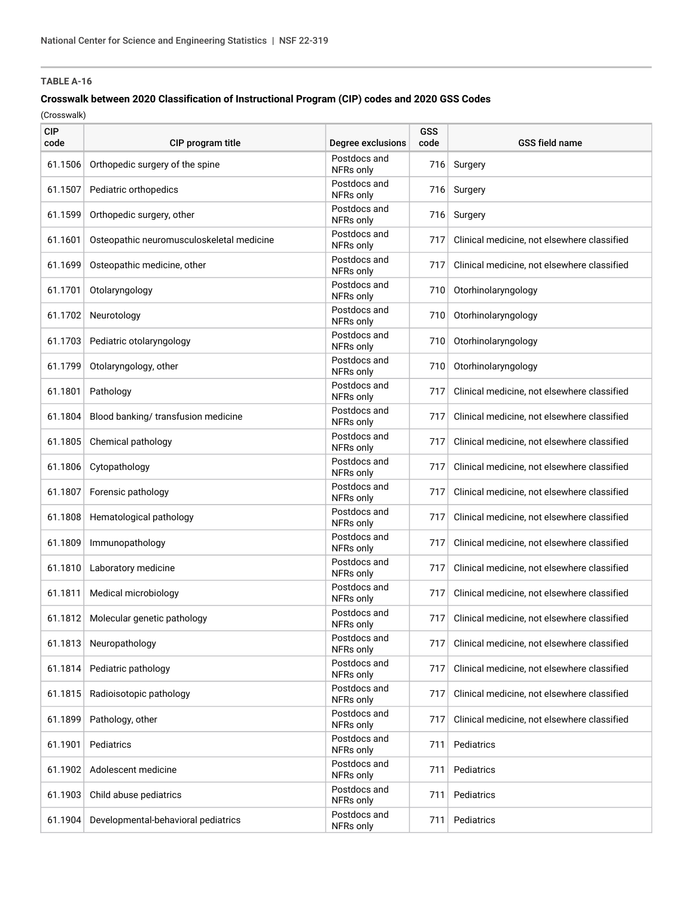**TABLE A-16**

**Crosswalk between 2020 Classification of Instructional Program (CIP) codes and 2020 GSS Codes**

(Crosswalk)

| CIP code | CIP program title | Degree exclusions | GSS code | GSS field name |
|---|---|---|---|---|
| 61.1506 | Orthopedic surgery of the spine | Postdocs and NFRs only | 716 | Surgery |
| 61.1507 | Pediatric orthopedics | Postdocs and NFRs only | 716 | Surgery |
| 61.1599 | Orthopedic surgery, other | Postdocs and NFRs only | 716 | Surgery |
| 61.1601 | Osteopathic neuromusculoskeletal medicine | Postdocs and NFRs only | 717 | Clinical medicine, not elsewhere classified |
| 61.1699 | Osteopathic medicine, other | Postdocs and NFRs only | 717 | Clinical medicine, not elsewhere classified |
| 61.1701 | Otolaryngology | Postdocs and NFRs only | 710 | Otorhinolaryngology |
| 61.1702 | Neurotology | Postdocs and NFRs only | 710 | Otorhinolaryngology |
| 61.1703 | Pediatric otolaryngology | Postdocs and NFRs only | 710 | Otorhinolaryngology |
| 61.1799 | Otolaryngology, other | Postdocs and NFRs only | 710 | Otorhinolaryngology |
| 61.1801 | Pathology | Postdocs and NFRs only | 717 | Clinical medicine, not elsewhere classified |
| 61.1804 | Blood banking/ transfusion medicine | Postdocs and NFRs only | 717 | Clinical medicine, not elsewhere classified |
| 61.1805 | Chemical pathology | Postdocs and NFRs only | 717 | Clinical medicine, not elsewhere classified |
| 61.1806 | Cytopathology | Postdocs and NFRs only | 717 | Clinical medicine, not elsewhere classified |
| 61.1807 | Forensic pathology | Postdocs and NFRs only | 717 | Clinical medicine, not elsewhere classified |
| 61.1808 | Hematological pathology | Postdocs and NFRs only | 717 | Clinical medicine, not elsewhere classified |
| 61.1809 | Immunopathology | Postdocs and NFRs only | 717 | Clinical medicine, not elsewhere classified |
| 61.1810 | Laboratory medicine | Postdocs and NFRs only | 717 | Clinical medicine, not elsewhere classified |
| 61.1811 | Medical microbiology | Postdocs and NFRs only | 717 | Clinical medicine, not elsewhere classified |
| 61.1812 | Molecular genetic pathology | Postdocs and NFRs only | 717 | Clinical medicine, not elsewhere classified |
| 61.1813 | Neuropathology | Postdocs and NFRs only | 717 | Clinical medicine, not elsewhere classified |
| 61.1814 | Pediatric pathology | Postdocs and NFRs only | 717 | Clinical medicine, not elsewhere classified |
| 61.1815 | Radioisotopic pathology | Postdocs and NFRs only | 717 | Clinical medicine, not elsewhere classified |
| 61.1899 | Pathology, other | Postdocs and NFRs only | 717 | Clinical medicine, not elsewhere classified |
| 61.1901 | Pediatrics | Postdocs and NFRs only | 711 | Pediatrics |
| 61.1902 | Adolescent medicine | Postdocs and NFRs only | 711 | Pediatrics |
| 61.1903 | Child abuse pediatrics | Postdocs and NFRs only | 711 | Pediatrics |
| 61.1904 | Developmental-behavioral pediatrics | Postdocs and NFRs only | 711 | Pediatrics |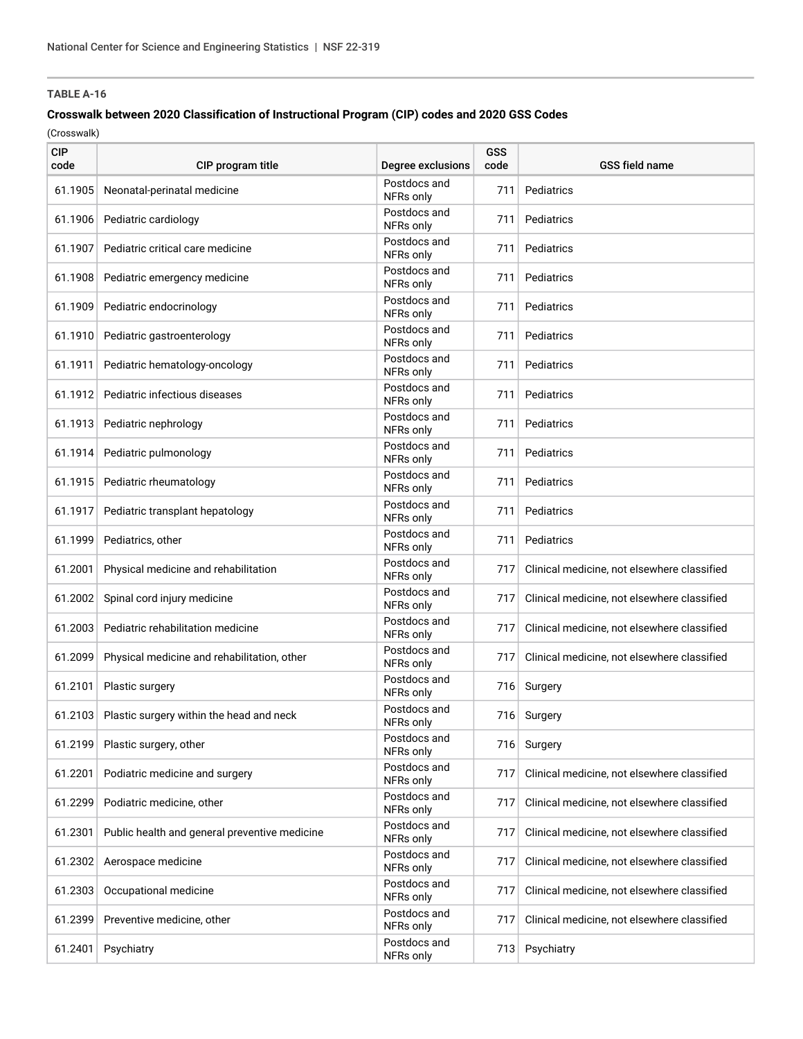**TABLE A-16**

**Crosswalk between 2020 Classification of Instructional Program (CIP) codes and 2020 GSS Codes**

(Crosswalk)

| CIP code | CIP program title | Degree exclusions | GSS code | GSS field name |
|---|---|---|---|---|
| 61.1905 | Neonatal-perinatal medicine | Postdocs and NFRs only | 711 | Pediatrics |
| 61.1906 | Pediatric cardiology | Postdocs and NFRs only | 711 | Pediatrics |
| 61.1907 | Pediatric critical care medicine | Postdocs and NFRs only | 711 | Pediatrics |
| 61.1908 | Pediatric emergency medicine | Postdocs and NFRs only | 711 | Pediatrics |
| 61.1909 | Pediatric endocrinology | Postdocs and NFRs only | 711 | Pediatrics |
| 61.1910 | Pediatric gastroenterology | Postdocs and NFRs only | 711 | Pediatrics |
| 61.1911 | Pediatric hematology-oncology | Postdocs and NFRs only | 711 | Pediatrics |
| 61.1912 | Pediatric infectious diseases | Postdocs and NFRs only | 711 | Pediatrics |
| 61.1913 | Pediatric nephrology | Postdocs and NFRs only | 711 | Pediatrics |
| 61.1914 | Pediatric pulmonology | Postdocs and NFRs only | 711 | Pediatrics |
| 61.1915 | Pediatric rheumatology | Postdocs and NFRs only | 711 | Pediatrics |
| 61.1917 | Pediatric transplant hepatology | Postdocs and NFRs only | 711 | Pediatrics |
| 61.1999 | Pediatrics, other | Postdocs and NFRs only | 711 | Pediatrics |
| 61.2001 | Physical medicine and rehabilitation | Postdocs and NFRs only | 717 | Clinical medicine, not elsewhere classified |
| 61.2002 | Spinal cord injury medicine | Postdocs and NFRs only | 717 | Clinical medicine, not elsewhere classified |
| 61.2003 | Pediatric rehabilitation medicine | Postdocs and NFRs only | 717 | Clinical medicine, not elsewhere classified |
| 61.2099 | Physical medicine and rehabilitation, other | Postdocs and NFRs only | 717 | Clinical medicine, not elsewhere classified |
| 61.2101 | Plastic surgery | Postdocs and NFRs only | 716 | Surgery |
| 61.2103 | Plastic surgery within the head and neck | Postdocs and NFRs only | 716 | Surgery |
| 61.2199 | Plastic surgery, other | Postdocs and NFRs only | 716 | Surgery |
| 61.2201 | Podiatric medicine and surgery | Postdocs and NFRs only | 717 | Clinical medicine, not elsewhere classified |
| 61.2299 | Podiatric medicine, other | Postdocs and NFRs only | 717 | Clinical medicine, not elsewhere classified |
| 61.2301 | Public health and general preventive medicine | Postdocs and NFRs only | 717 | Clinical medicine, not elsewhere classified |
| 61.2302 | Aerospace medicine | Postdocs and NFRs only | 717 | Clinical medicine, not elsewhere classified |
| 61.2303 | Occupational medicine | Postdocs and NFRs only | 717 | Clinical medicine, not elsewhere classified |
| 61.2399 | Preventive medicine, other | Postdocs and NFRs only | 717 | Clinical medicine, not elsewhere classified |
| 61.2401 | Psychiatry | Postdocs and NFRs only | 713 | Psychiatry |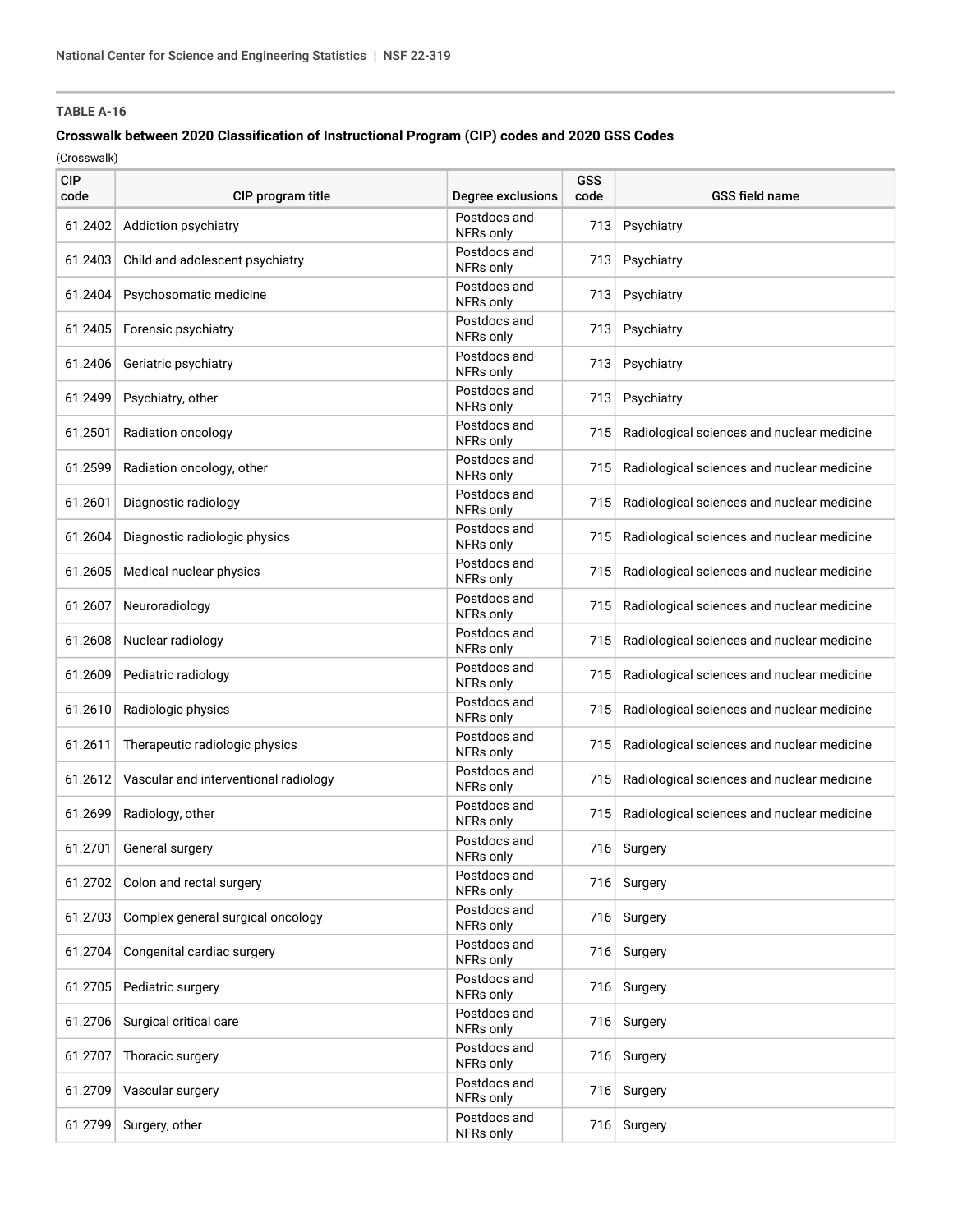**TABLE A-16**

**Crosswalk between 2020 Classification of Instructional Program (CIP) codes and 2020 GSS Codes**

(Crosswalk)

| CIP code | CIP program title | Degree exclusions | GSS code | GSS field name |
|---|---|---|---|---|
| 61.2402 | Addiction psychiatry | Postdocs and NFRs only | 713 | Psychiatry |
| 61.2403 | Child and adolescent psychiatry | Postdocs and NFRs only | 713 | Psychiatry |
| 61.2404 | Psychosomatic medicine | Postdocs and NFRs only | 713 | Psychiatry |
| 61.2405 | Forensic psychiatry | Postdocs and NFRs only | 713 | Psychiatry |
| 61.2406 | Geriatric psychiatry | Postdocs and NFRs only | 713 | Psychiatry |
| 61.2499 | Psychiatry, other | Postdocs and NFRs only | 713 | Psychiatry |
| 61.2501 | Radiation oncology | Postdocs and NFRs only | 715 | Radiological sciences and nuclear medicine |
| 61.2599 | Radiation oncology, other | Postdocs and NFRs only | 715 | Radiological sciences and nuclear medicine |
| 61.2601 | Diagnostic radiology | Postdocs and NFRs only | 715 | Radiological sciences and nuclear medicine |
| 61.2604 | Diagnostic radiologic physics | Postdocs and NFRs only | 715 | Radiological sciences and nuclear medicine |
| 61.2605 | Medical nuclear physics | Postdocs and NFRs only | 715 | Radiological sciences and nuclear medicine |
| 61.2607 | Neuroradiology | Postdocs and NFRs only | 715 | Radiological sciences and nuclear medicine |
| 61.2608 | Nuclear radiology | Postdocs and NFRs only | 715 | Radiological sciences and nuclear medicine |
| 61.2609 | Pediatric radiology | Postdocs and NFRs only | 715 | Radiological sciences and nuclear medicine |
| 61.2610 | Radiologic physics | Postdocs and NFRs only | 715 | Radiological sciences and nuclear medicine |
| 61.2611 | Therapeutic radiologic physics | Postdocs and NFRs only | 715 | Radiological sciences and nuclear medicine |
| 61.2612 | Vascular and interventional radiology | Postdocs and NFRs only | 715 | Radiological sciences and nuclear medicine |
| 61.2699 | Radiology, other | Postdocs and NFRs only | 715 | Radiological sciences and nuclear medicine |
| 61.2701 | General surgery | Postdocs and NFRs only | 716 | Surgery |
| 61.2702 | Colon and rectal surgery | Postdocs and NFRs only | 716 | Surgery |
| 61.2703 | Complex general surgical oncology | Postdocs and NFRs only | 716 | Surgery |
| 61.2704 | Congenital cardiac surgery | Postdocs and NFRs only | 716 | Surgery |
| 61.2705 | Pediatric surgery | Postdocs and NFRs only | 716 | Surgery |
| 61.2706 | Surgical critical care | Postdocs and NFRs only | 716 | Surgery |
| 61.2707 | Thoracic surgery | Postdocs and NFRs only | 716 | Surgery |
| 61.2709 | Vascular surgery | Postdocs and NFRs only | 716 | Surgery |
| 61.2799 | Surgery, other | Postdocs and NFRs only | 716 | Surgery |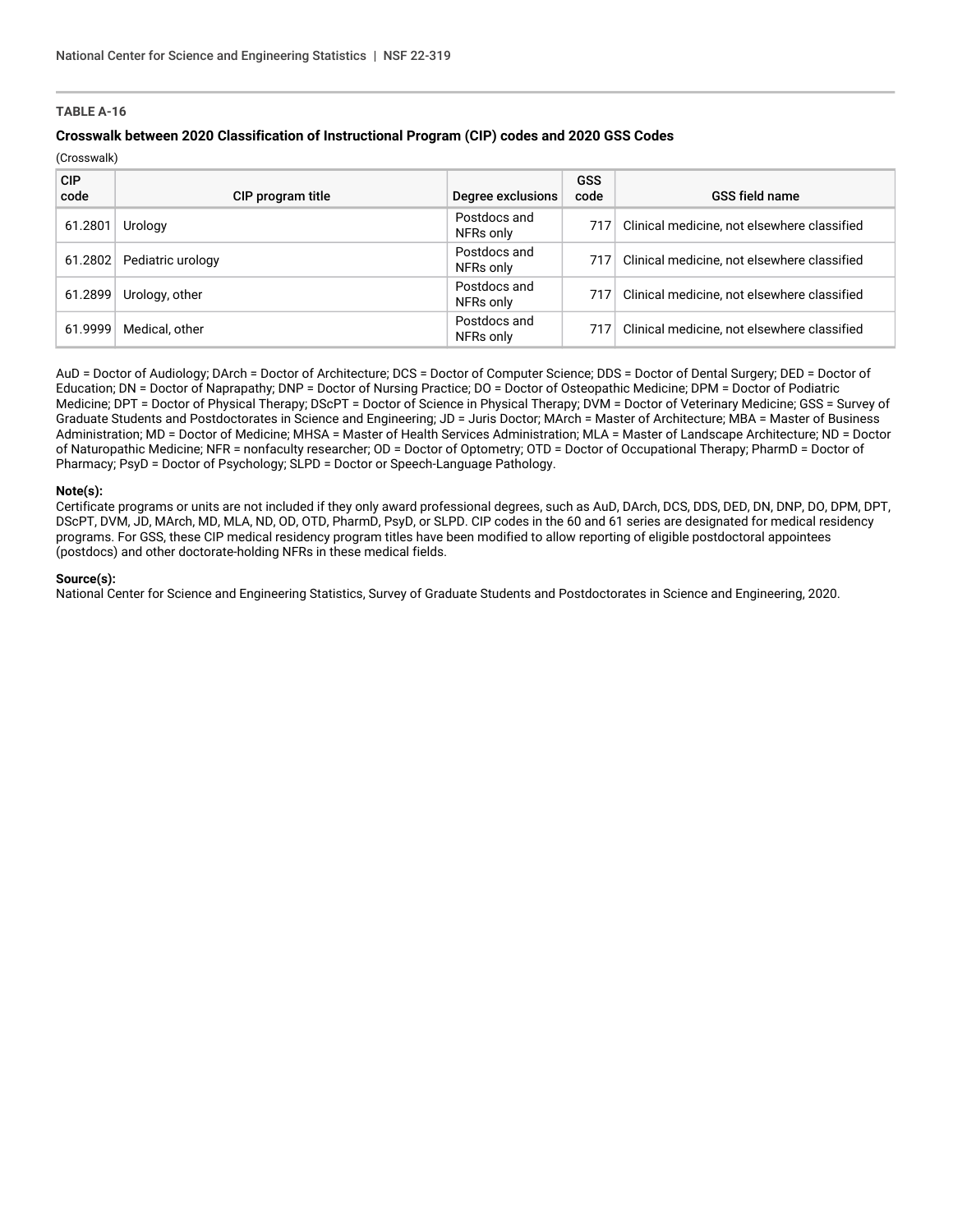TABLE A-16

### Crosswalk between 2020 Classification of Instructional Program (CIP) codes and 2020 GSS Codes

(Crosswalk)

| CIP code | CIP program title | Degree exclusions | GSS code | GSS field name |
|---|---|---|---|---|
| 61.2801 | Urology | Postdocs and NFRs only | 717 | Clinical medicine, not elsewhere classified |
| 61.2802 | Pediatric urology | Postdocs and NFRs only | 717 | Clinical medicine, not elsewhere classified |
| 61.2899 | Urology, other | Postdocs and NFRs only | 717 | Clinical medicine, not elsewhere classified |
| 61.9999 | Medical, other | Postdocs and NFRs only | 717 | Clinical medicine, not elsewhere classified |

AuD = Doctor of Audiology; DArch = Doctor of Architecture; DCS = Doctor of Computer Science; DDS = Doctor of Dental Surgery; DED = Doctor of Education; DN = Doctor of Naprapathy; DNP = Doctor of Nursing Practice; DO = Doctor of Osteopathic Medicine; DPM = Doctor of Podiatric Medicine; DPT = Doctor of Physical Therapy; DScPT = Doctor of Science in Physical Therapy; DVM = Doctor of Veterinary Medicine; GSS = Survey of Graduate Students and Postdoctorates in Science and Engineering; JD = Juris Doctor; MArch = Master of Architecture; MBA = Master of Business Administration; MD = Doctor of Medicine; MHSA = Master of Health Services Administration; MLA = Master of Landscape Architecture; ND = Doctor of Naturopathic Medicine; NFR = nonfaculty researcher; OD = Doctor of Optometry; OTD = Doctor of Occupational Therapy; PharmD = Doctor of Pharmacy; PsyD = Doctor of Psychology; SLPD = Doctor or Speech-Language Pathology.

**Note(s):**
Certificate programs or units are not included if they only award professional degrees, such as AuD, DArch, DCS, DDS, DED, DN, DNP, DO, DPM, DPT, DScPT, DVM, JD, MArch, MD, MLA, ND, OD, OTD, PharmD, PsyD, or SLPD. CIP codes in the 60 and 61 series are designated for medical residency programs. For GSS, these CIP medical residency program titles have been modified to allow reporting of eligible postdoctoral appointees (postdocs) and other doctorate-holding NFRs in these medical fields.

**Source(s):**
National Center for Science and Engineering Statistics, Survey of Graduate Students and Postdoctorates in Science and Engineering, 2020.